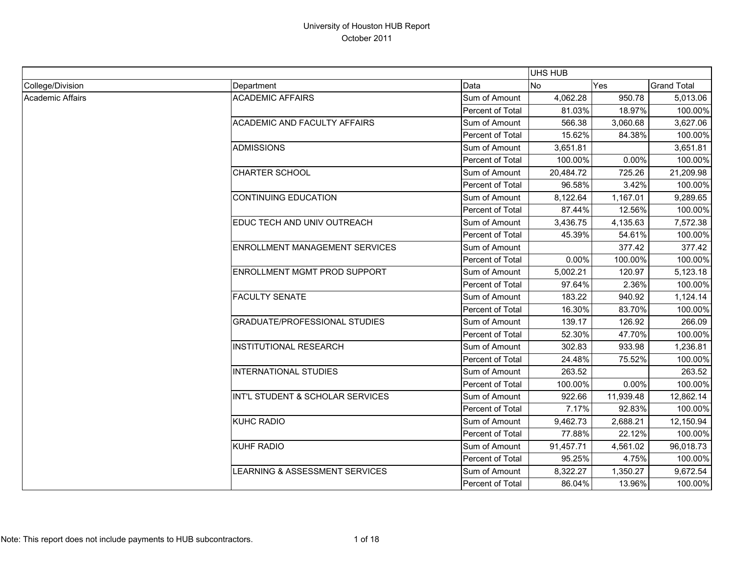# University of Houston HUB Report
October 2011

| | | | UHS HUB | | |
|---|---|---|---|---|---|
| College/Division | Department | Data | No | Yes | Grand Total |
| Academic Affairs | ACADEMIC AFFAIRS | Sum of Amount | 4,062.28 | 950.78 | 5,013.06 |
| | | Percent of Total | 81.03% | 18.97% | 100.00% |
| | ACADEMIC AND FACULTY AFFAIRS | Sum of Amount | 566.38 | 3,060.68 | 3,627.06 |
| | | Percent of Total | 15.62% | 84.38% | 100.00% |
| | ADMISSIONS | Sum of Amount | 3,651.81 | | 3,651.81 |
| | | Percent of Total | 100.00% | 0.00% | 100.00% |
| | CHARTER SCHOOL | Sum of Amount | 20,484.72 | 725.26 | 21,209.98 |
| | | Percent of Total | 96.58% | 3.42% | 100.00% |
| | CONTINUING EDUCATION | Sum of Amount | 8,122.64 | 1,167.01 | 9,289.65 |
| | | Percent of Total | 87.44% | 12.56% | 100.00% |
| | EDUC TECH AND UNIV OUTREACH | Sum of Amount | 3,436.75 | 4,135.63 | 7,572.38 |
| | | Percent of Total | 45.39% | 54.61% | 100.00% |
| | ENROLLMENT MANAGEMENT SERVICES | Sum of Amount | | 377.42 | 377.42 |
| | | Percent of Total | 0.00% | 100.00% | 100.00% |
| | ENROLLMENT MGMT PROD SUPPORT | Sum of Amount | 5,002.21 | 120.97 | 5,123.18 |
| | | Percent of Total | 97.64% | 2.36% | 100.00% |
| | FACULTY SENATE | Sum of Amount | 183.22 | 940.92 | 1,124.14 |
| | | Percent of Total | 16.30% | 83.70% | 100.00% |
| | GRADUATE/PROFESSIONAL STUDIES | Sum of Amount | 139.17 | 126.92 | 266.09 |
| | | Percent of Total | 52.30% | 47.70% | 100.00% |
| | INSTITUTIONAL RESEARCH | Sum of Amount | 302.83 | 933.98 | 1,236.81 |
| | | Percent of Total | 24.48% | 75.52% | 100.00% |
| | INTERNATIONAL STUDIES | Sum of Amount | 263.52 | | 263.52 |
| | | Percent of Total | 100.00% | 0.00% | 100.00% |
| | INT'L STUDENT & SCHOLAR SERVICES | Sum of Amount | 922.66 | 11,939.48 | 12,862.14 |
| | | Percent of Total | 7.17% | 92.83% | 100.00% |
| | KUHC RADIO | Sum of Amount | 9,462.73 | 2,688.21 | 12,150.94 |
| | | Percent of Total | 77.88% | 22.12% | 100.00% |
| | KUHF RADIO | Sum of Amount | 91,457.71 | 4,561.02 | 96,018.73 |
| | | Percent of Total | 95.25% | 4.75% | 100.00% |
| | LEARNING & ASSESSMENT SERVICES | Sum of Amount | 8,322.27 | 1,350.27 | 9,672.54 |
| | | Percent of Total | 86.04% | 13.96% | 100.00% |

Note: This report does not include payments to HUB subcontractors.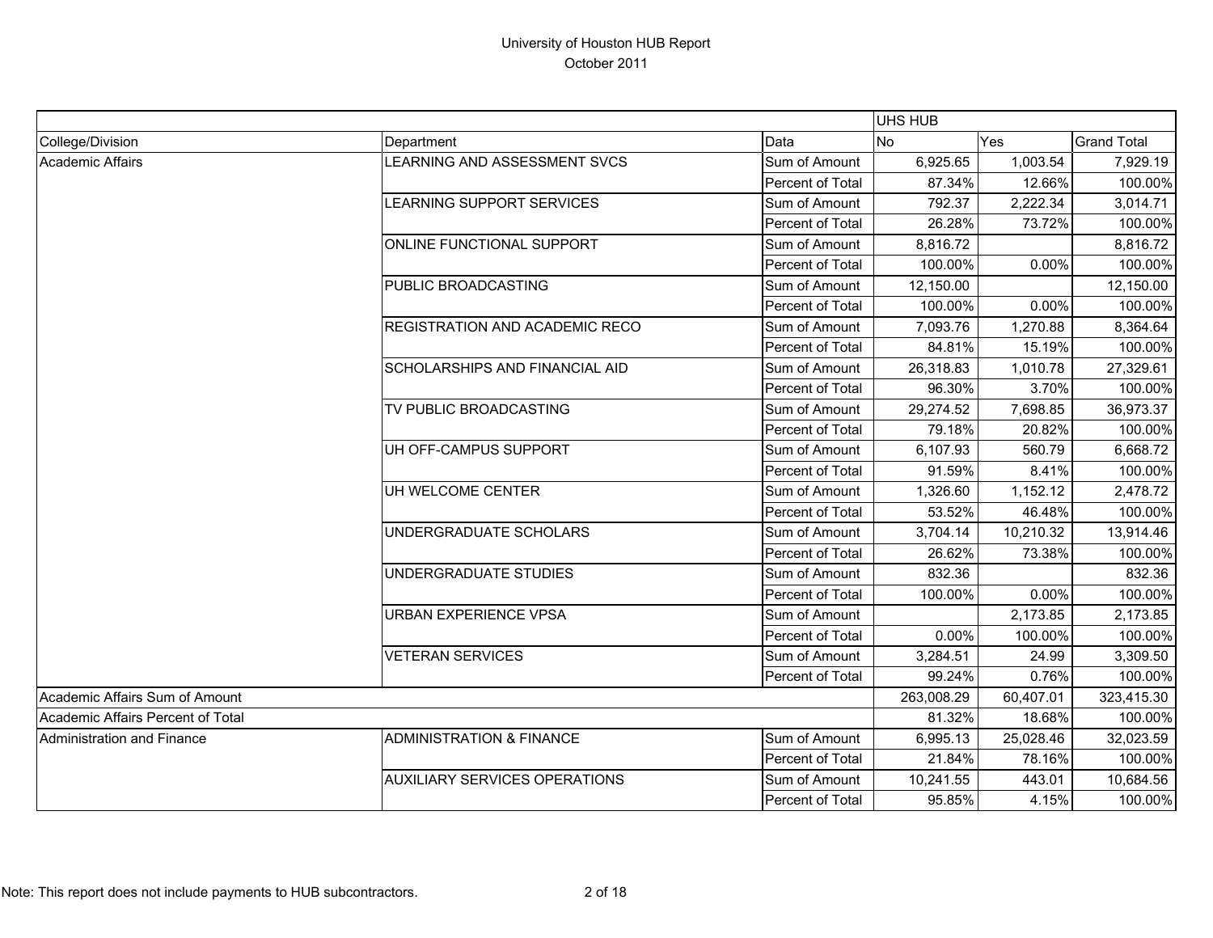# University of Houston HUB Report
October 2011

| | | | UHS HUB | | |
|---|---|---|---|---|---|
| College/Division | Department | Data | No | Yes | Grand Total |
| Academic Affairs | LEARNING AND ASSESSMENT SVCS | Sum of Amount | 6,925.65 | 1,003.54 | 7,929.19 |
| | | Percent of Total | 87.34% | 12.66% | 100.00% |
| | LEARNING SUPPORT SERVICES | Sum of Amount | 792.37 | 2,222.34 | 3,014.71 |
| | | Percent of Total | 26.28% | 73.72% | 100.00% |
| | ONLINE FUNCTIONAL SUPPORT | Sum of Amount | 8,816.72 | | 8,816.72 |
| | | Percent of Total | 100.00% | 0.00% | 100.00% |
| | PUBLIC BROADCASTING | Sum of Amount | 12,150.00 | | 12,150.00 |
| | | Percent of Total | 100.00% | 0.00% | 100.00% |
| | REGISTRATION AND ACADEMIC RECO | Sum of Amount | 7,093.76 | 1,270.88 | 8,364.64 |
| | | Percent of Total | 84.81% | 15.19% | 100.00% |
| | SCHOLARSHIPS AND FINANCIAL AID | Sum of Amount | 26,318.83 | 1,010.78 | 27,329.61 |
| | | Percent of Total | 96.30% | 3.70% | 100.00% |
| | TV PUBLIC BROADCASTING | Sum of Amount | 29,274.52 | 7,698.85 | 36,973.37 |
| | | Percent of Total | 79.18% | 20.82% | 100.00% |
| | UH OFF-CAMPUS SUPPORT | Sum of Amount | 6,107.93 | 560.79 | 6,668.72 |
| | | Percent of Total | 91.59% | 8.41% | 100.00% |
| | UH WELCOME CENTER | Sum of Amount | 1,326.60 | 1,152.12 | 2,478.72 |
| | | Percent of Total | 53.52% | 46.48% | 100.00% |
| | UNDERGRADUATE SCHOLARS | Sum of Amount | 3,704.14 | 10,210.32 | 13,914.46 |
| | | Percent of Total | 26.62% | 73.38% | 100.00% |
| | UNDERGRADUATE STUDIES | Sum of Amount | 832.36 | | 832.36 |
| | | Percent of Total | 100.00% | 0.00% | 100.00% |
| | URBAN EXPERIENCE VPSA | Sum of Amount | | 2,173.85 | 2,173.85 |
| | | Percent of Total | 0.00% | 100.00% | 100.00% |
| | VETERAN SERVICES | Sum of Amount | 3,284.51 | 24.99 | 3,309.50 |
| | | Percent of Total | 99.24% | 0.76% | 100.00% |
| Academic Affairs Sum of Amount | | | 263,008.29 | 60,407.01 | 323,415.30 |
| Academic Affairs Percent of Total | | | 81.32% | 18.68% | 100.00% |
| Administration and Finance | ADMINISTRATION & FINANCE | Sum of Amount | 6,995.13 | 25,028.46 | 32,023.59 |
| | | Percent of Total | 21.84% | 78.16% | 100.00% |
| | AUXILIARY SERVICES OPERATIONS | Sum of Amount | 10,241.55 | 443.01 | 10,684.56 |
| | | Percent of Total | 95.85% | 4.15% | 100.00% |

Note: This report does not include payments to HUB subcontractors.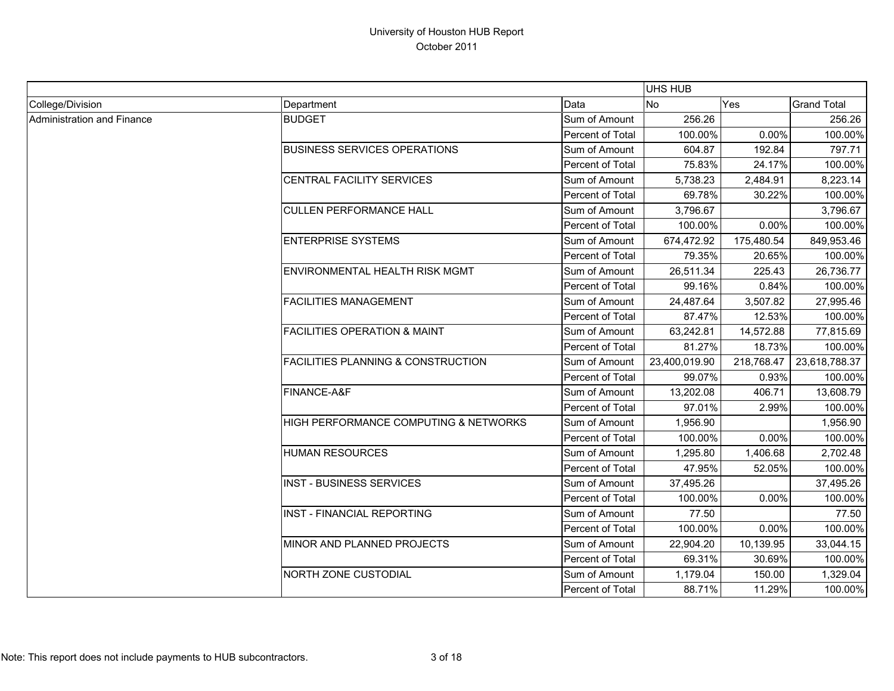# University of Houston HUB Report

October 2011

| | | | UHS HUB | | |
|---|---|---|---|---|---|
| College/Division | Department | Data | No | Yes | Grand Total |
| Administration and Finance | BUDGET | Sum of Amount | 256.26 | | 256.26 |
| | | Percent of Total | 100.00% | 0.00% | 100.00% |
| | BUSINESS SERVICES OPERATIONS | Sum of Amount | 604.87 | 192.84 | 797.71 |
| | | Percent of Total | 75.83% | 24.17% | 100.00% |
| | CENTRAL FACILITY SERVICES | Sum of Amount | 5,738.23 | 2,484.91 | 8,223.14 |
| | | Percent of Total | 69.78% | 30.22% | 100.00% |
| | CULLEN PERFORMANCE HALL | Sum of Amount | 3,796.67 | | 3,796.67 |
| | | Percent of Total | 100.00% | 0.00% | 100.00% |
| | ENTERPRISE SYSTEMS | Sum of Amount | 674,472.92 | 175,480.54 | 849,953.46 |
| | | Percent of Total | 79.35% | 20.65% | 100.00% |
| | ENVIRONMENTAL HEALTH RISK MGMT | Sum of Amount | 26,511.34 | 225.43 | 26,736.77 |
| | | Percent of Total | 99.16% | 0.84% | 100.00% |
| | FACILITIES MANAGEMENT | Sum of Amount | 24,487.64 | 3,507.82 | 27,995.46 |
| | | Percent of Total | 87.47% | 12.53% | 100.00% |
| | FACILITIES OPERATION & MAINT | Sum of Amount | 63,242.81 | 14,572.88 | 77,815.69 |
| | | Percent of Total | 81.27% | 18.73% | 100.00% |
| | FACILITIES PLANNING & CONSTRUCTION | Sum of Amount | 23,400,019.90 | 218,768.47 | 23,618,788.37 |
| | | Percent of Total | 99.07% | 0.93% | 100.00% |
| | FINANCE-A&F | Sum of Amount | 13,202.08 | 406.71 | 13,608.79 |
| | | Percent of Total | 97.01% | 2.99% | 100.00% |
| | HIGH PERFORMANCE COMPUTING & NETWORKS | Sum of Amount | 1,956.90 | | 1,956.90 |
| | | Percent of Total | 100.00% | 0.00% | 100.00% |
| | HUMAN RESOURCES | Sum of Amount | 1,295.80 | 1,406.68 | 2,702.48 |
| | | Percent of Total | 47.95% | 52.05% | 100.00% |
| | INST - BUSINESS SERVICES | Sum of Amount | 37,495.26 | | 37,495.26 |
| | | Percent of Total | 100.00% | 0.00% | 100.00% |
| | INST - FINANCIAL REPORTING | Sum of Amount | 77.50 | | 77.50 |
| | | Percent of Total | 100.00% | 0.00% | 100.00% |
| | MINOR AND PLANNED PROJECTS | Sum of Amount | 22,904.20 | 10,139.95 | 33,044.15 |
| | | Percent of Total | 69.31% | 30.69% | 100.00% |
| | NORTH ZONE CUSTODIAL | Sum of Amount | 1,179.04 | 150.00 | 1,329.04 |
| | | Percent of Total | 88.71% | 11.29% | 100.00% |

Note: This report does not include payments to HUB subcontractors.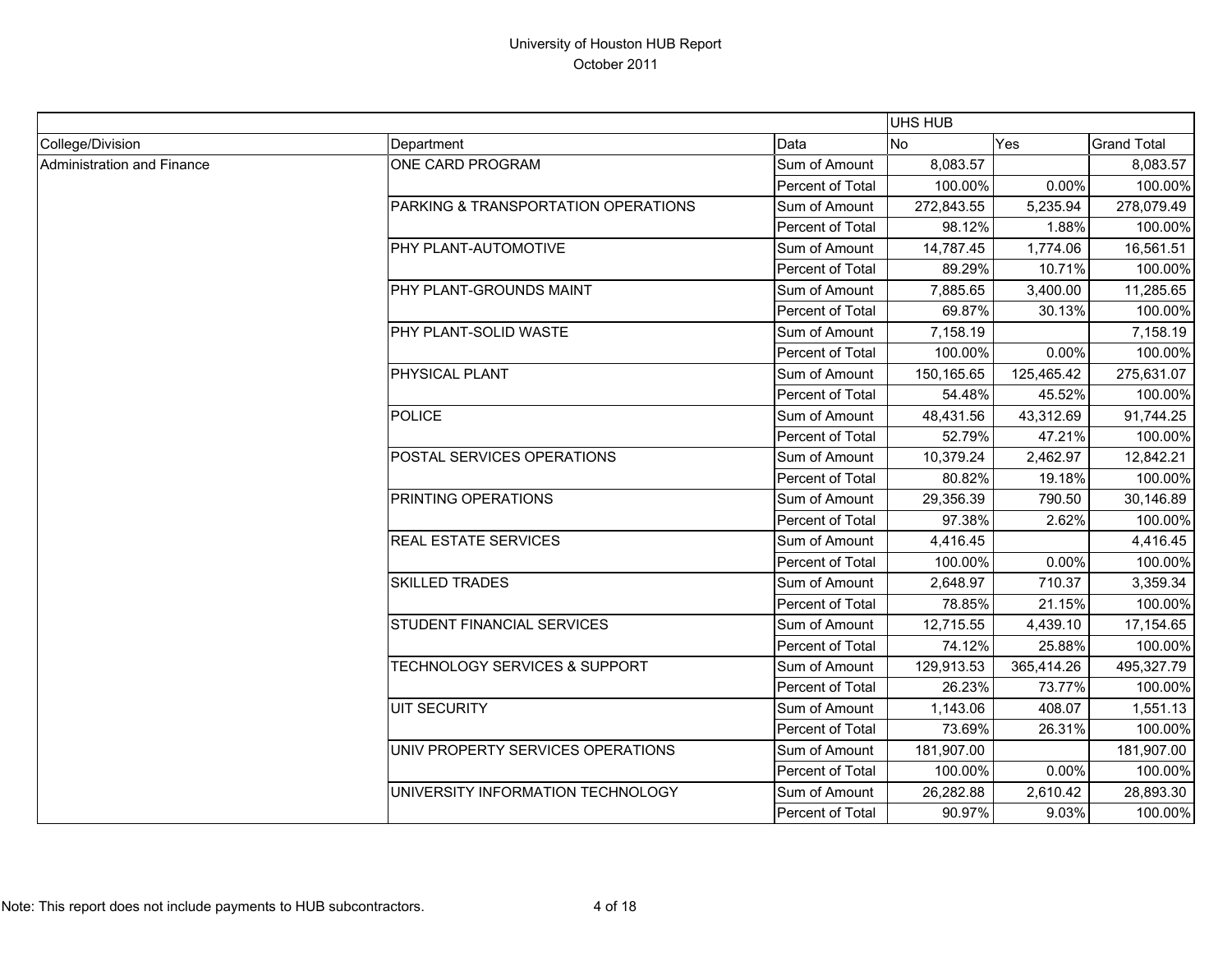# University of Houston HUB Report
October 2011

| | | | UHS HUB | | |
|---|---|---|---|---|---|
| College/Division | Department | Data | No | Yes | Grand Total |
| Administration and Finance | ONE CARD PROGRAM | Sum of Amount | 8,083.57 | | 8,083.57 |
| | | Percent of Total | 100.00% | 0.00% | 100.00% |
| | PARKING & TRANSPORTATION OPERATIONS | Sum of Amount | 272,843.55 | 5,235.94 | 278,079.49 |
| | | Percent of Total | 98.12% | 1.88% | 100.00% |
| | PHY PLANT-AUTOMOTIVE | Sum of Amount | 14,787.45 | 1,774.06 | 16,561.51 |
| | | Percent of Total | 89.29% | 10.71% | 100.00% |
| | PHY PLANT-GROUNDS MAINT | Sum of Amount | 7,885.65 | 3,400.00 | 11,285.65 |
| | | Percent of Total | 69.87% | 30.13% | 100.00% |
| | PHY PLANT-SOLID WASTE | Sum of Amount | 7,158.19 | | 7,158.19 |
| | | Percent of Total | 100.00% | 0.00% | 100.00% |
| | PHYSICAL PLANT | Sum of Amount | 150,165.65 | 125,465.42 | 275,631.07 |
| | | Percent of Total | 54.48% | 45.52% | 100.00% |
| | POLICE | Sum of Amount | 48,431.56 | 43,312.69 | 91,744.25 |
| | | Percent of Total | 52.79% | 47.21% | 100.00% |
| | POSTAL SERVICES OPERATIONS | Sum of Amount | 10,379.24 | 2,462.97 | 12,842.21 |
| | | Percent of Total | 80.82% | 19.18% | 100.00% |
| | PRINTING OPERATIONS | Sum of Amount | 29,356.39 | 790.50 | 30,146.89 |
| | | Percent of Total | 97.38% | 2.62% | 100.00% |
| | REAL ESTATE SERVICES | Sum of Amount | 4,416.45 | | 4,416.45 |
| | | Percent of Total | 100.00% | 0.00% | 100.00% |
| | SKILLED TRADES | Sum of Amount | 2,648.97 | 710.37 | 3,359.34 |
| | | Percent of Total | 78.85% | 21.15% | 100.00% |
| | STUDENT FINANCIAL SERVICES | Sum of Amount | 12,715.55 | 4,439.10 | 17,154.65 |
| | | Percent of Total | 74.12% | 25.88% | 100.00% |
| | TECHNOLOGY SERVICES & SUPPORT | Sum of Amount | 129,913.53 | 365,414.26 | 495,327.79 |
| | | Percent of Total | 26.23% | 73.77% | 100.00% |
| | UIT SECURITY | Sum of Amount | 1,143.06 | 408.07 | 1,551.13 |
| | | Percent of Total | 73.69% | 26.31% | 100.00% |
| | UNIV PROPERTY SERVICES OPERATIONS | Sum of Amount | 181,907.00 | | 181,907.00 |
| | | Percent of Total | 100.00% | 0.00% | 100.00% |
| | UNIVERSITY INFORMATION TECHNOLOGY | Sum of Amount | 26,282.88 | 2,610.42 | 28,893.30 |
| | | Percent of Total | 90.97% | 9.03% | 100.00% |

Note: This report does not include payments to HUB subcontractors.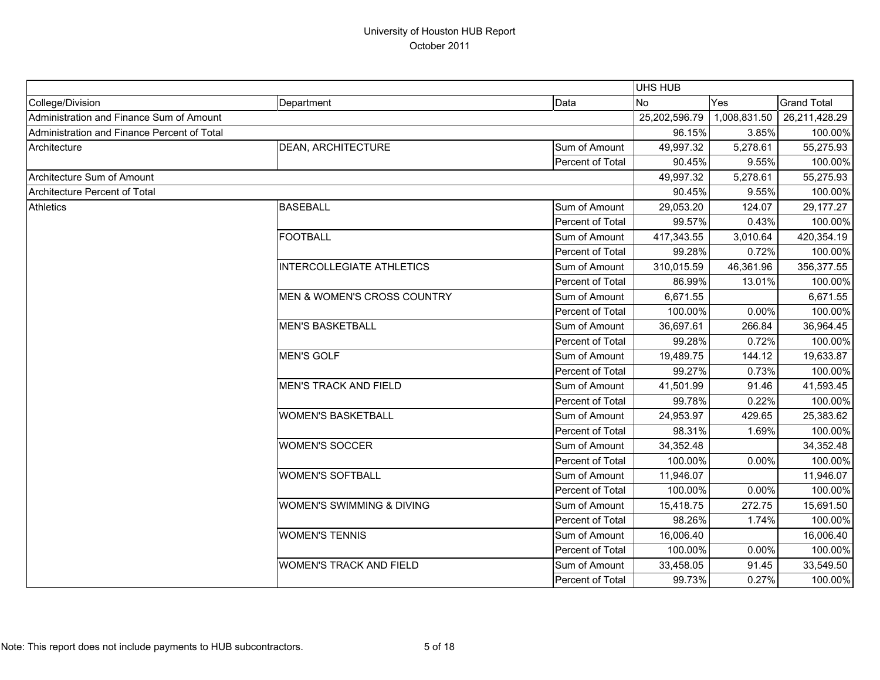# University of Houston HUB Report
October 2011

| | | | UHS HUB | | |
|---|---|---|---|---|---|
| College/Division | Department | Data | No | Yes | Grand Total |
| Administration and Finance Sum of Amount | | | 25,202,596.79 | 1,008,831.50 | 26,211,428.29 |
| Administration and Finance Percent of Total | | | 96.15% | 3.85% | 100.00% |
| Architecture | DEAN, ARCHITECTURE | Sum of Amount | 49,997.32 | 5,278.61 | 55,275.93 |
| | | Percent of Total | 90.45% | 9.55% | 100.00% |
| Architecture Sum of Amount | | | 49,997.32 | 5,278.61 | 55,275.93 |
| Architecture Percent of Total | | | 90.45% | 9.55% | 100.00% |
| Athletics | BASEBALL | Sum of Amount | 29,053.20 | 124.07 | 29,177.27 |
| | | Percent of Total | 99.57% | 0.43% | 100.00% |
| | FOOTBALL | Sum of Amount | 417,343.55 | 3,010.64 | 420,354.19 |
| | | Percent of Total | 99.28% | 0.72% | 100.00% |
| | INTERCOLLEGIATE ATHLETICS | Sum of Amount | 310,015.59 | 46,361.96 | 356,377.55 |
| | | Percent of Total | 86.99% | 13.01% | 100.00% |
| | MEN & WOMEN'S CROSS COUNTRY | Sum of Amount | 6,671.55 | | 6,671.55 |
| | | Percent of Total | 100.00% | 0.00% | 100.00% |
| | MEN'S BASKETBALL | Sum of Amount | 36,697.61 | 266.84 | 36,964.45 |
| | | Percent of Total | 99.28% | 0.72% | 100.00% |
| | MEN'S GOLF | Sum of Amount | 19,489.75 | 144.12 | 19,633.87 |
| | | Percent of Total | 99.27% | 0.73% | 100.00% |
| | MEN'S TRACK AND FIELD | Sum of Amount | 41,501.99 | 91.46 | 41,593.45 |
| | | Percent of Total | 99.78% | 0.22% | 100.00% |
| | WOMEN'S BASKETBALL | Sum of Amount | 24,953.97 | 429.65 | 25,383.62 |
| | | Percent of Total | 98.31% | 1.69% | 100.00% |
| | WOMEN'S SOCCER | Sum of Amount | 34,352.48 | | 34,352.48 |
| | | Percent of Total | 100.00% | 0.00% | 100.00% |
| | WOMEN'S SOFTBALL | Sum of Amount | 11,946.07 | | 11,946.07 |
| | | Percent of Total | 100.00% | 0.00% | 100.00% |
| | WOMEN'S SWIMMING & DIVING | Sum of Amount | 15,418.75 | 272.75 | 15,691.50 |
| | | Percent of Total | 98.26% | 1.74% | 100.00% |
| | WOMEN'S TENNIS | Sum of Amount | 16,006.40 | | 16,006.40 |
| | | Percent of Total | 100.00% | 0.00% | 100.00% |
| | WOMEN'S TRACK AND FIELD | Sum of Amount | 33,458.05 | 91.45 | 33,549.50 |
| | | Percent of Total | 99.73% | 0.27% | 100.00% |

Note: This report does not include payments to HUB subcontractors.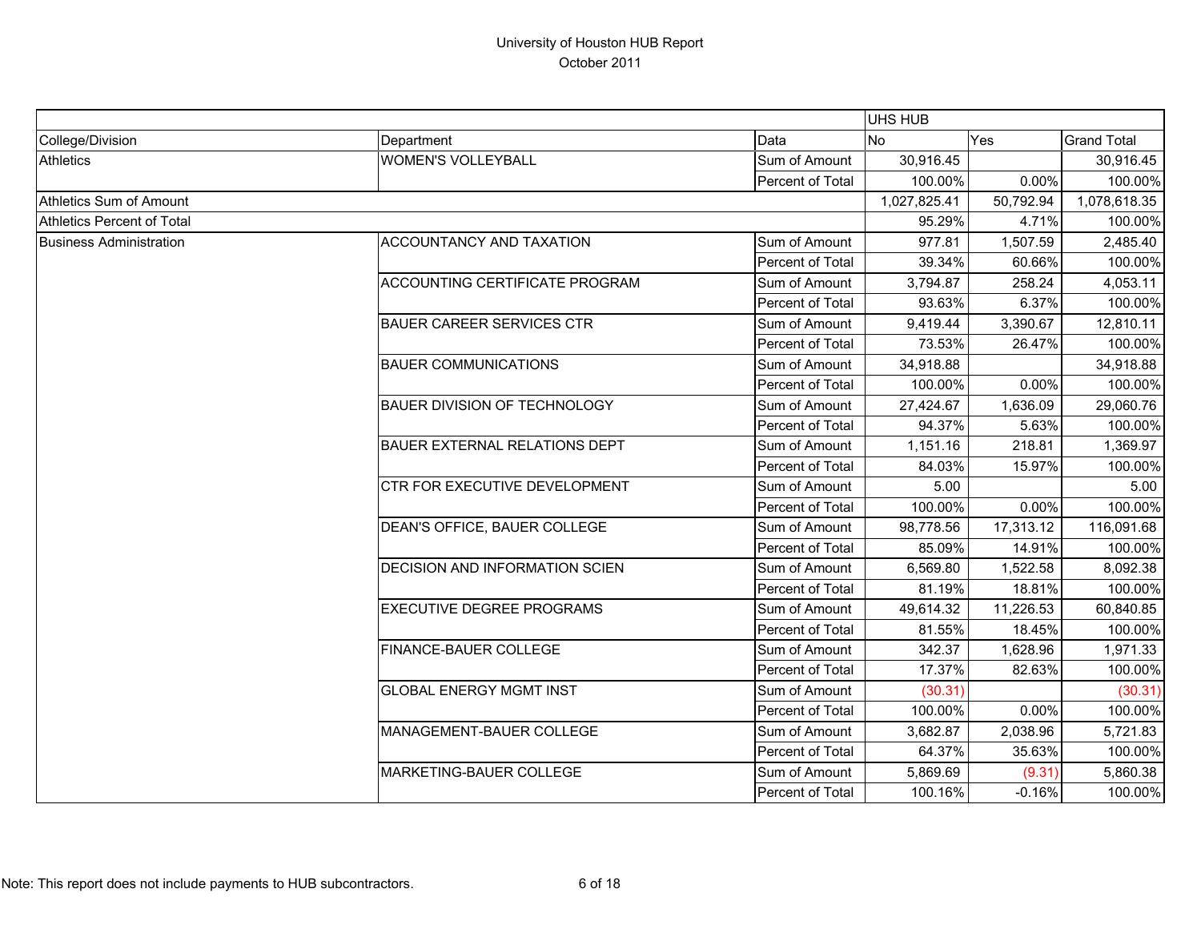# University of Houston HUB Report
October 2011

| | | | UHS HUB | | |
|---|---|---|---|---|---|
| College/Division | Department | Data | No | Yes | Grand Total |
| Athletics | WOMEN'S VOLLEYBALL | Sum of Amount | 30,916.45 | | 30,916.45 |
| | | Percent of Total | 100.00% | 0.00% | 100.00% |
| Athletics Sum of Amount | | | 1,027,825.41 | 50,792.94 | 1,078,618.35 |
| Athletics Percent of Total | | | 95.29% | 4.71% | 100.00% |
| Business Administration | ACCOUNTANCY AND TAXATION | Sum of Amount | 977.81 | 1,507.59 | 2,485.40 |
| | | Percent of Total | 39.34% | 60.66% | 100.00% |
| | ACCOUNTING CERTIFICATE PROGRAM | Sum of Amount | 3,794.87 | 258.24 | 4,053.11 |
| | | Percent of Total | 93.63% | 6.37% | 100.00% |
| | BAUER CAREER SERVICES CTR | Sum of Amount | 9,419.44 | 3,390.67 | 12,810.11 |
| | | Percent of Total | 73.53% | 26.47% | 100.00% |
| | BAUER COMMUNICATIONS | Sum of Amount | 34,918.88 | | 34,918.88 |
| | | Percent of Total | 100.00% | 0.00% | 100.00% |
| | BAUER DIVISION OF TECHNOLOGY | Sum of Amount | 27,424.67 | 1,636.09 | 29,060.76 |
| | | Percent of Total | 94.37% | 5.63% | 100.00% |
| | BAUER EXTERNAL RELATIONS DEPT | Sum of Amount | 1,151.16 | 218.81 | 1,369.97 |
| | | Percent of Total | 84.03% | 15.97% | 100.00% |
| | CTR FOR EXECUTIVE DEVELOPMENT | Sum of Amount | 5.00 | | 5.00 |
| | | Percent of Total | 100.00% | 0.00% | 100.00% |
| | DEAN'S OFFICE, BAUER COLLEGE | Sum of Amount | 98,778.56 | 17,313.12 | 116,091.68 |
| | | Percent of Total | 85.09% | 14.91% | 100.00% |
| | DECISION AND INFORMATION SCIEN | Sum of Amount | 6,569.80 | 1,522.58 | 8,092.38 |
| | | Percent of Total | 81.19% | 18.81% | 100.00% |
| | EXECUTIVE DEGREE PROGRAMS | Sum of Amount | 49,614.32 | 11,226.53 | 60,840.85 |
| | | Percent of Total | 81.55% | 18.45% | 100.00% |
| | FINANCE-BAUER COLLEGE | Sum of Amount | 342.37 | 1,628.96 | 1,971.33 |
| | | Percent of Total | 17.37% | 82.63% | 100.00% |
| | GLOBAL ENERGY MGMT INST | Sum of Amount | (30.31) | | (30.31) |
| | | Percent of Total | 100.00% | 0.00% | 100.00% |
| | MANAGEMENT-BAUER COLLEGE | Sum of Amount | 3,682.87 | 2,038.96 | 5,721.83 |
| | | Percent of Total | 64.37% | 35.63% | 100.00% |
| | MARKETING-BAUER COLLEGE | Sum of Amount | 5,869.69 | (9.31) | 5,860.38 |
| | | Percent of Total | 100.16% | -0.16% | 100.00% |

Note: This report does not include payments to HUB subcontractors.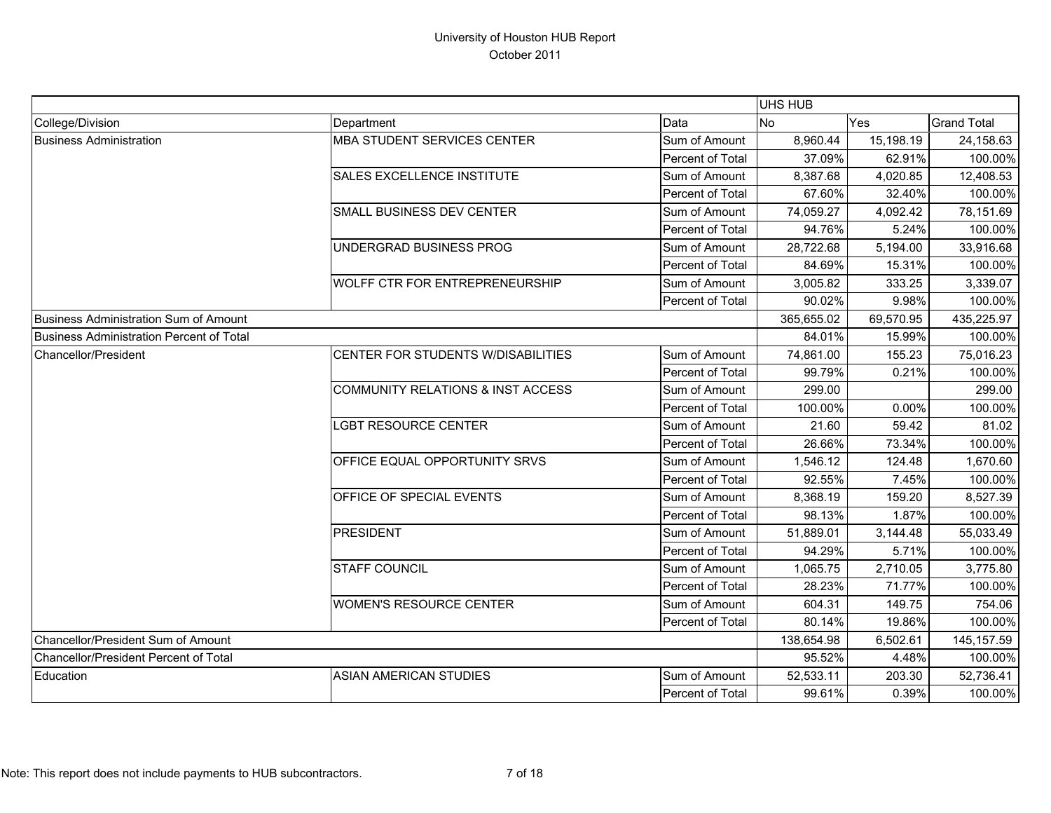# University of Houston HUB Report

October 2011

| | | | UHS HUB | | |
|---|---|---|---|---|---|
| College/Division | Department | Data | No | Yes | Grand Total |
| Business Administration | MBA STUDENT SERVICES CENTER | Sum of Amount | 8,960.44 | 15,198.19 | 24,158.63 |
| | | Percent of Total | 37.09% | 62.91% | 100.00% |
| | SALES EXCELLENCE INSTITUTE | Sum of Amount | 8,387.68 | 4,020.85 | 12,408.53 |
| | | Percent of Total | 67.60% | 32.40% | 100.00% |
| | SMALL BUSINESS DEV CENTER | Sum of Amount | 74,059.27 | 4,092.42 | 78,151.69 |
| | | Percent of Total | 94.76% | 5.24% | 100.00% |
| | UNDERGRAD BUSINESS PROG | Sum of Amount | 28,722.68 | 5,194.00 | 33,916.68 |
| | | Percent of Total | 84.69% | 15.31% | 100.00% |
| | WOLFF CTR FOR ENTREPRENEURSHIP | Sum of Amount | 3,005.82 | 333.25 | 3,339.07 |
| | | Percent of Total | 90.02% | 9.98% | 100.00% |
| Business Administration Sum of Amount | | | 365,655.02 | 69,570.95 | 435,225.97 |
| Business Administration Percent of Total | | | 84.01% | 15.99% | 100.00% |
| Chancellor/President | CENTER FOR STUDENTS W/DISABILITIES | Sum of Amount | 74,861.00 | 155.23 | 75,016.23 |
| | | Percent of Total | 99.79% | 0.21% | 100.00% |
| | COMMUNITY RELATIONS & INST ACCESS | Sum of Amount | 299.00 | | 299.00 |
| | | Percent of Total | 100.00% | 0.00% | 100.00% |
| | LGBT RESOURCE CENTER | Sum of Amount | 21.60 | 59.42 | 81.02 |
| | | Percent of Total | 26.66% | 73.34% | 100.00% |
| | OFFICE EQUAL OPPORTUNITY SRVS | Sum of Amount | 1,546.12 | 124.48 | 1,670.60 |
| | | Percent of Total | 92.55% | 7.45% | 100.00% |
| | OFFICE OF SPECIAL EVENTS | Sum of Amount | 8,368.19 | 159.20 | 8,527.39 |
| | | Percent of Total | 98.13% | 1.87% | 100.00% |
| | PRESIDENT | Sum of Amount | 51,889.01 | 3,144.48 | 55,033.49 |
| | | Percent of Total | 94.29% | 5.71% | 100.00% |
| | STAFF COUNCIL | Sum of Amount | 1,065.75 | 2,710.05 | 3,775.80 |
| | | Percent of Total | 28.23% | 71.77% | 100.00% |
| | WOMEN'S RESOURCE CENTER | Sum of Amount | 604.31 | 149.75 | 754.06 |
| | | Percent of Total | 80.14% | 19.86% | 100.00% |
| Chancellor/President Sum of Amount | | | 138,654.98 | 6,502.61 | 145,157.59 |
| Chancellor/President Percent of Total | | | 95.52% | 4.48% | 100.00% |
| Education | ASIAN AMERICAN STUDIES | Sum of Amount | 52,533.11 | 203.30 | 52,736.41 |
| | | Percent of Total | 99.61% | 0.39% | 100.00% |

Note: This report does not include payments to HUB subcontractors.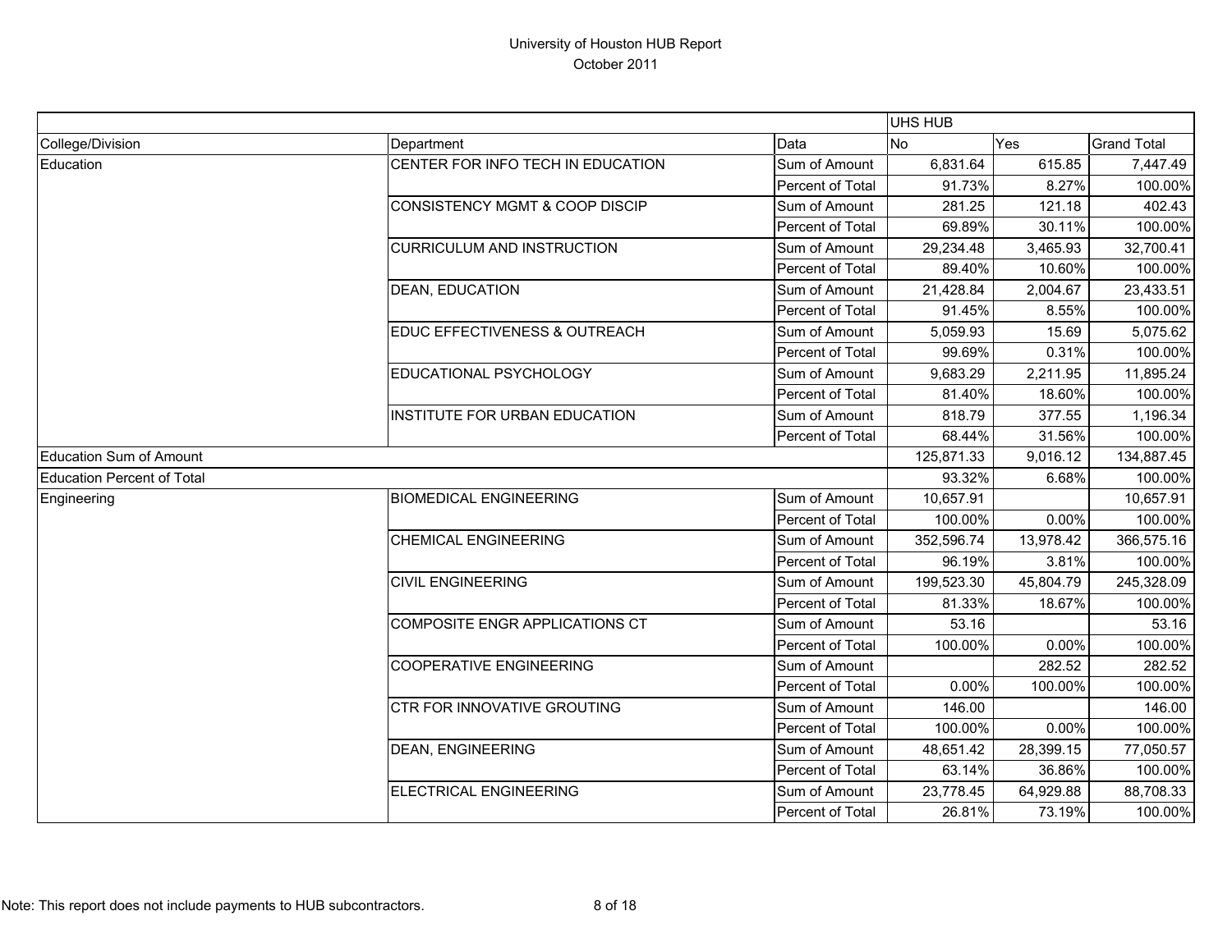# University of Houston HUB Report
October 2011

| | | | UHS HUB | | |
|---|---|---|---|---|---|
| College/Division | Department | Data | No | Yes | Grand Total |
| Education | CENTER FOR INFO TECH IN EDUCATION | Sum of Amount | 6,831.64 | 615.85 | 7,447.49 |
| | | Percent of Total | 91.73% | 8.27% | 100.00% |
| | CONSISTENCY MGMT & COOP DISCIP | Sum of Amount | 281.25 | 121.18 | 402.43 |
| | | Percent of Total | 69.89% | 30.11% | 100.00% |
| | CURRICULUM AND INSTRUCTION | Sum of Amount | 29,234.48 | 3,465.93 | 32,700.41 |
| | | Percent of Total | 89.40% | 10.60% | 100.00% |
| | DEAN, EDUCATION | Sum of Amount | 21,428.84 | 2,004.67 | 23,433.51 |
| | | Percent of Total | 91.45% | 8.55% | 100.00% |
| | EDUC EFFECTIVENESS & OUTREACH | Sum of Amount | 5,059.93 | 15.69 | 5,075.62 |
| | | Percent of Total | 99.69% | 0.31% | 100.00% |
| | EDUCATIONAL PSYCHOLOGY | Sum of Amount | 9,683.29 | 2,211.95 | 11,895.24 |
| | | Percent of Total | 81.40% | 18.60% | 100.00% |
| | INSTITUTE FOR URBAN EDUCATION | Sum of Amount | 818.79 | 377.55 | 1,196.34 |
| | | Percent of Total | 68.44% | 31.56% | 100.00% |
| Education Sum of Amount | | | 125,871.33 | 9,016.12 | 134,887.45 |
| Education Percent of Total | | | 93.32% | 6.68% | 100.00% |
| Engineering | BIOMEDICAL ENGINEERING | Sum of Amount | 10,657.91 | | 10,657.91 |
| | | Percent of Total | 100.00% | 0.00% | 100.00% |
| | CHEMICAL ENGINEERING | Sum of Amount | 352,596.74 | 13,978.42 | 366,575.16 |
| | | Percent of Total | 96.19% | 3.81% | 100.00% |
| | CIVIL ENGINEERING | Sum of Amount | 199,523.30 | 45,804.79 | 245,328.09 |
| | | Percent of Total | 81.33% | 18.67% | 100.00% |
| | COMPOSITE ENGR APPLICATIONS CT | Sum of Amount | 53.16 | | 53.16 |
| | | Percent of Total | 100.00% | 0.00% | 100.00% |
| | COOPERATIVE ENGINEERING | Sum of Amount | | 282.52 | 282.52 |
| | | Percent of Total | 0.00% | 100.00% | 100.00% |
| | CTR FOR INNOVATIVE GROUTING | Sum of Amount | 146.00 | | 146.00 |
| | | Percent of Total | 100.00% | 0.00% | 100.00% |
| | DEAN, ENGINEERING | Sum of Amount | 48,651.42 | 28,399.15 | 77,050.57 |
| | | Percent of Total | 63.14% | 36.86% | 100.00% |
| | ELECTRICAL ENGINEERING | Sum of Amount | 23,778.45 | 64,929.88 | 88,708.33 |
| | | Percent of Total | 26.81% | 73.19% | 100.00% |

Note: This report does not include payments to HUB subcontractors.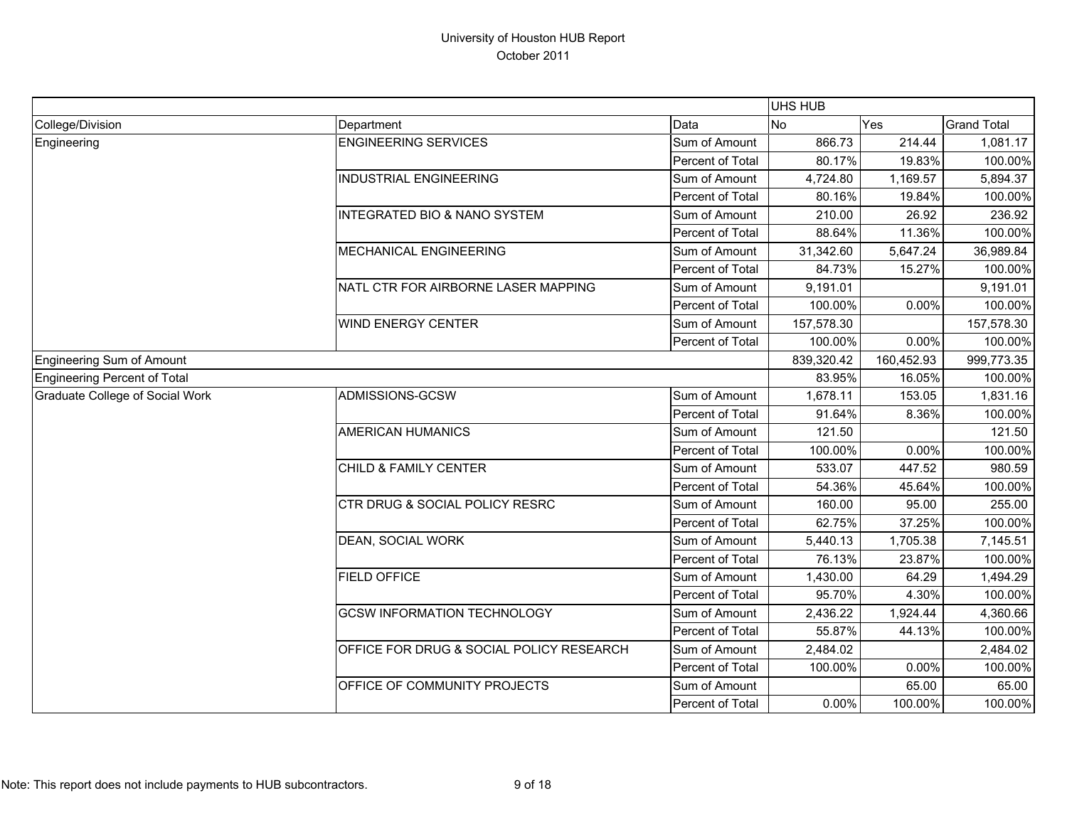# University of Houston HUB Report

October 2011

| | | | UHS HUB | | |
|---|---|---|---|---|---|
| College/Division | Department | Data | No | Yes | Grand Total |
| Engineering | ENGINEERING SERVICES | Sum of Amount | 866.73 | 214.44 | 1,081.17 |
| | | Percent of Total | 80.17% | 19.83% | 100.00% |
| | INDUSTRIAL ENGINEERING | Sum of Amount | 4,724.80 | 1,169.57 | 5,894.37 |
| | | Percent of Total | 80.16% | 19.84% | 100.00% |
| | INTEGRATED BIO & NANO SYSTEM | Sum of Amount | 210.00 | 26.92 | 236.92 |
| | | Percent of Total | 88.64% | 11.36% | 100.00% |
| | MECHANICAL ENGINEERING | Sum of Amount | 31,342.60 | 5,647.24 | 36,989.84 |
| | | Percent of Total | 84.73% | 15.27% | 100.00% |
| | NATL CTR FOR AIRBORNE LASER MAPPING | Sum of Amount | 9,191.01 | | 9,191.01 |
| | | Percent of Total | 100.00% | 0.00% | 100.00% |
| | WIND ENERGY CENTER | Sum of Amount | 157,578.30 | | 157,578.30 |
| | | Percent of Total | 100.00% | 0.00% | 100.00% |
| Engineering Sum of Amount | | | 839,320.42 | 160,452.93 | 999,773.35 |
| Engineering Percent of Total | | | 83.95% | 16.05% | 100.00% |
| Graduate College of Social Work | ADMISSIONS-GCSW | Sum of Amount | 1,678.11 | 153.05 | 1,831.16 |
| | | Percent of Total | 91.64% | 8.36% | 100.00% |
| | AMERICAN HUMANICS | Sum of Amount | 121.50 | | 121.50 |
| | | Percent of Total | 100.00% | 0.00% | 100.00% |
| | CHILD & FAMILY CENTER | Sum of Amount | 533.07 | 447.52 | 980.59 |
| | | Percent of Total | 54.36% | 45.64% | 100.00% |
| | CTR DRUG & SOCIAL POLICY RESRC | Sum of Amount | 160.00 | 95.00 | 255.00 |
| | | Percent of Total | 62.75% | 37.25% | 100.00% |
| | DEAN, SOCIAL WORK | Sum of Amount | 5,440.13 | 1,705.38 | 7,145.51 |
| | | Percent of Total | 76.13% | 23.87% | 100.00% |
| | FIELD OFFICE | Sum of Amount | 1,430.00 | 64.29 | 1,494.29 |
| | | Percent of Total | 95.70% | 4.30% | 100.00% |
| | GCSW INFORMATION TECHNOLOGY | Sum of Amount | 2,436.22 | 1,924.44 | 4,360.66 |
| | | Percent of Total | 55.87% | 44.13% | 100.00% |
| | OFFICE FOR DRUG & SOCIAL POLICY RESEARCH | Sum of Amount | 2,484.02 | | 2,484.02 |
| | | Percent of Total | 100.00% | 0.00% | 100.00% |
| | OFFICE OF COMMUNITY PROJECTS | Sum of Amount | | 65.00 | 65.00 |
| | | Percent of Total | 0.00% | 100.00% | 100.00% |

Note: This report does not include payments to HUB subcontractors.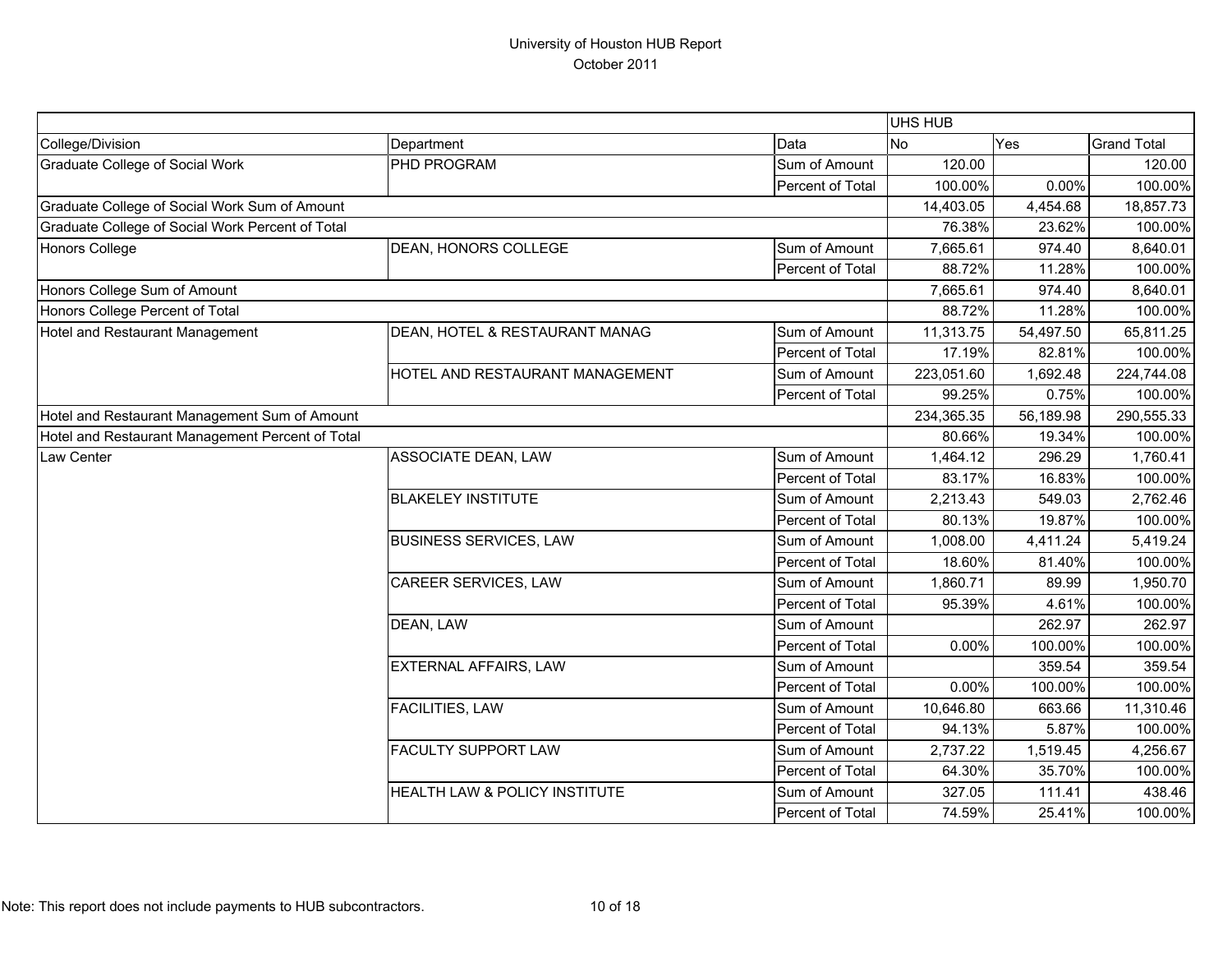# University of Houston HUB Report
October 2011

| | | | UHS HUB | | |
|---|---|---|---|---|---|
| College/Division | Department | Data | No | Yes | Grand Total |
| Graduate College of Social Work | PHD PROGRAM | Sum of Amount | 120.00 | | 120.00 |
| | | Percent of Total | 100.00% | 0.00% | 100.00% |
| Graduate College of Social Work Sum of Amount | | | 14,403.05 | 4,454.68 | 18,857.73 |
| Graduate College of Social Work Percent of Total | | | 76.38% | 23.62% | 100.00% |
| Honors College | DEAN, HONORS COLLEGE | Sum of Amount | 7,665.61 | 974.40 | 8,640.01 |
| | | Percent of Total | 88.72% | 11.28% | 100.00% |
| Honors College Sum of Amount | | | 7,665.61 | 974.40 | 8,640.01 |
| Honors College Percent of Total | | | 88.72% | 11.28% | 100.00% |
| Hotel and Restaurant Management | DEAN, HOTEL & RESTAURANT MANAG | Sum of Amount | 11,313.75 | 54,497.50 | 65,811.25 |
| | | Percent of Total | 17.19% | 82.81% | 100.00% |
| | HOTEL AND RESTAURANT MANAGEMENT | Sum of Amount | 223,051.60 | 1,692.48 | 224,744.08 |
| | | Percent of Total | 99.25% | 0.75% | 100.00% |
| Hotel and Restaurant Management Sum of Amount | | | 234,365.35 | 56,189.98 | 290,555.33 |
| Hotel and Restaurant Management Percent of Total | | | 80.66% | 19.34% | 100.00% |
| Law Center | ASSOCIATE DEAN, LAW | Sum of Amount | 1,464.12 | 296.29 | 1,760.41 |
| | | Percent of Total | 83.17% | 16.83% | 100.00% |
| | BLAKELEY INSTITUTE | Sum of Amount | 2,213.43 | 549.03 | 2,762.46 |
| | | Percent of Total | 80.13% | 19.87% | 100.00% |
| | BUSINESS SERVICES, LAW | Sum of Amount | 1,008.00 | 4,411.24 | 5,419.24 |
| | | Percent of Total | 18.60% | 81.40% | 100.00% |
| | CAREER SERVICES, LAW | Sum of Amount | 1,860.71 | 89.99 | 1,950.70 |
| | | Percent of Total | 95.39% | 4.61% | 100.00% |
| | DEAN, LAW | Sum of Amount | | 262.97 | 262.97 |
| | | Percent of Total | 0.00% | 100.00% | 100.00% |
| | EXTERNAL AFFAIRS, LAW | Sum of Amount | | 359.54 | 359.54 |
| | | Percent of Total | 0.00% | 100.00% | 100.00% |
| | FACILITIES, LAW | Sum of Amount | 10,646.80 | 663.66 | 11,310.46 |
| | | Percent of Total | 94.13% | 5.87% | 100.00% |
| | FACULTY SUPPORT LAW | Sum of Amount | 2,737.22 | 1,519.45 | 4,256.67 |
| | | Percent of Total | 64.30% | 35.70% | 100.00% |
| | HEALTH LAW & POLICY INSTITUTE | Sum of Amount | 327.05 | 111.41 | 438.46 |
| | | Percent of Total | 74.59% | 25.41% | 100.00% |

Note: This report does not include payments to HUB subcontractors.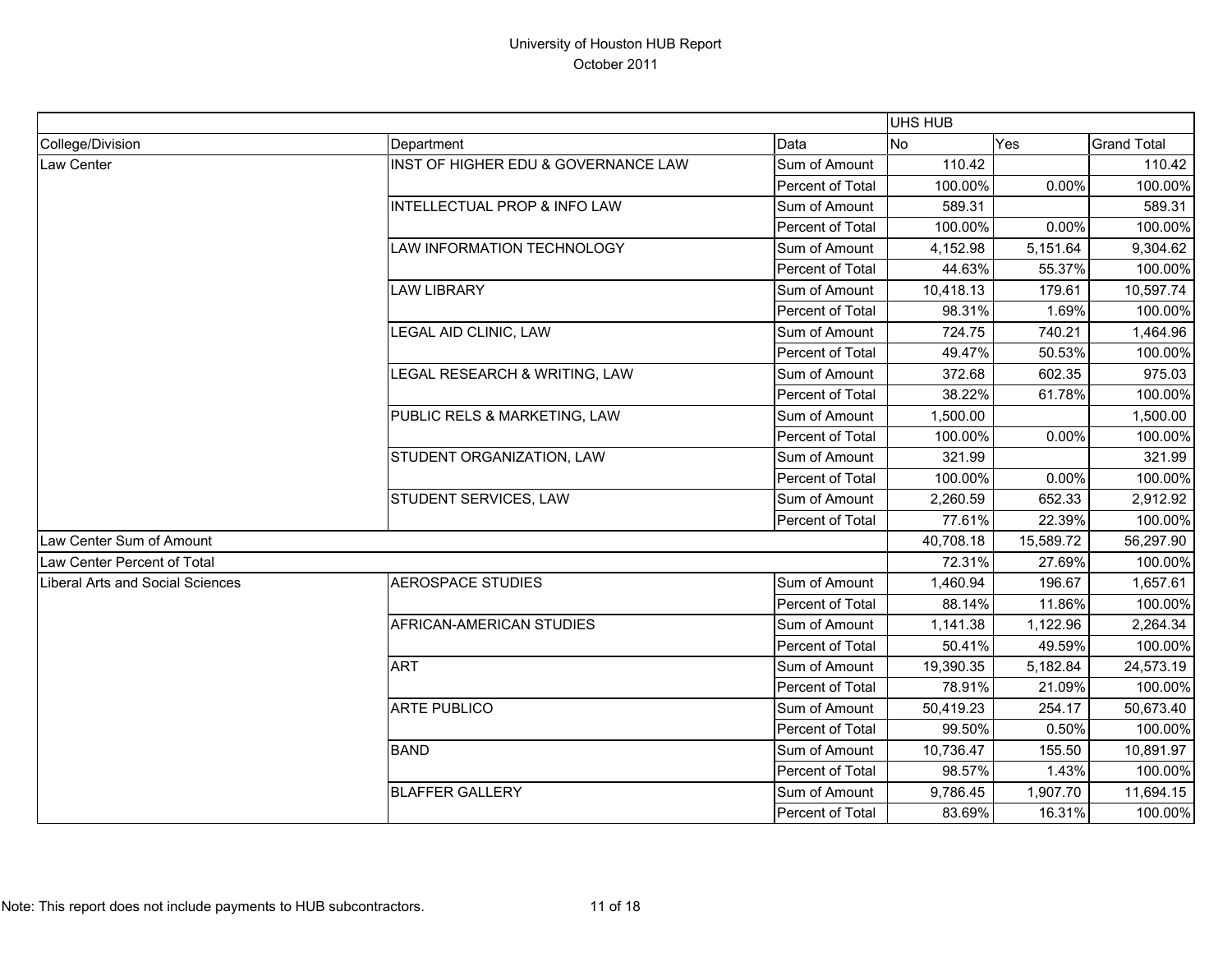# University of Houston HUB Report
October 2011

| | | | UHS HUB | | |
|---|---|---|---|---|---|
| College/Division | Department | Data | No | Yes | Grand Total |
| Law Center | INST OF HIGHER EDU & GOVERNANCE LAW | Sum of Amount | 110.42 | | 110.42 |
| | | Percent of Total | 100.00% | 0.00% | 100.00% |
| | INTELLECTUAL PROP & INFO LAW | Sum of Amount | 589.31 | | 589.31 |
| | | Percent of Total | 100.00% | 0.00% | 100.00% |
| | LAW INFORMATION TECHNOLOGY | Sum of Amount | 4,152.98 | 5,151.64 | 9,304.62 |
| | | Percent of Total | 44.63% | 55.37% | 100.00% |
| | LAW LIBRARY | Sum of Amount | 10,418.13 | 179.61 | 10,597.74 |
| | | Percent of Total | 98.31% | 1.69% | 100.00% |
| | LEGAL AID CLINIC, LAW | Sum of Amount | 724.75 | 740.21 | 1,464.96 |
| | | Percent of Total | 49.47% | 50.53% | 100.00% |
| | LEGAL RESEARCH & WRITING, LAW | Sum of Amount | 372.68 | 602.35 | 975.03 |
| | | Percent of Total | 38.22% | 61.78% | 100.00% |
| | PUBLIC RELS & MARKETING, LAW | Sum of Amount | 1,500.00 | | 1,500.00 |
| | | Percent of Total | 100.00% | 0.00% | 100.00% |
| | STUDENT ORGANIZATION, LAW | Sum of Amount | 321.99 | | 321.99 |
| | | Percent of Total | 100.00% | 0.00% | 100.00% |
| | STUDENT SERVICES, LAW | Sum of Amount | 2,260.59 | 652.33 | 2,912.92 |
| | | Percent of Total | 77.61% | 22.39% | 100.00% |
| Law Center Sum of Amount | | | 40,708.18 | 15,589.72 | 56,297.90 |
| Law Center Percent of Total | | | 72.31% | 27.69% | 100.00% |
| Liberal Arts and Social Sciences | AEROSPACE STUDIES | Sum of Amount | 1,460.94 | 196.67 | 1,657.61 |
| | | Percent of Total | 88.14% | 11.86% | 100.00% |
| | AFRICAN-AMERICAN STUDIES | Sum of Amount | 1,141.38 | 1,122.96 | 2,264.34 |
| | | Percent of Total | 50.41% | 49.59% | 100.00% |
| | ART | Sum of Amount | 19,390.35 | 5,182.84 | 24,573.19 |
| | | Percent of Total | 78.91% | 21.09% | 100.00% |
| | ARTE PUBLICO | Sum of Amount | 50,419.23 | 254.17 | 50,673.40 |
| | | Percent of Total | 99.50% | 0.50% | 100.00% |
| | BAND | Sum of Amount | 10,736.47 | 155.50 | 10,891.97 |
| | | Percent of Total | 98.57% | 1.43% | 100.00% |
| | BLAFFER GALLERY | Sum of Amount | 9,786.45 | 1,907.70 | 11,694.15 |
| | | Percent of Total | 83.69% | 16.31% | 100.00% |

Note: This report does not include payments to HUB subcontractors.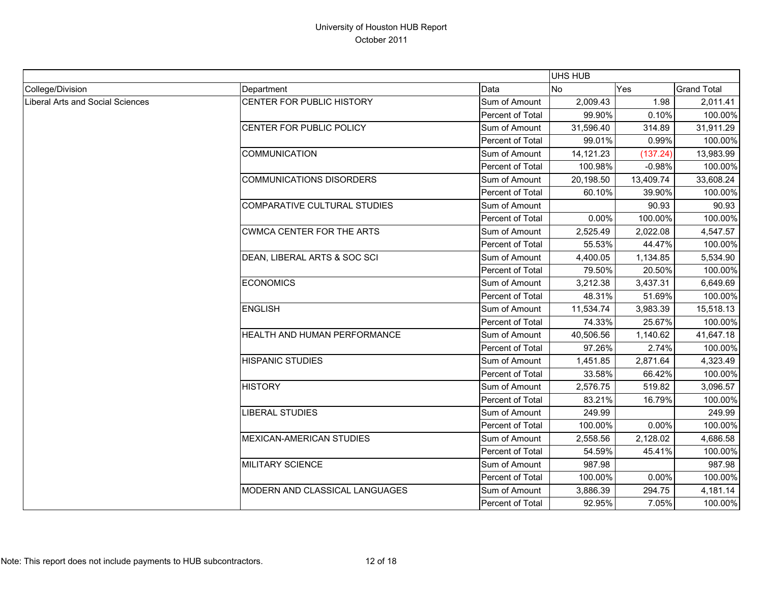# University of Houston HUB Report
## October 2011

| | | | UHS HUB | | |
|---|---|---|---|---|---|
| College/Division | Department | Data | No | Yes | Grand Total |
| Liberal Arts and Social Sciences | CENTER FOR PUBLIC HISTORY | Sum of Amount | 2,009.43 | 1.98 | 2,011.41 |
| | | Percent of Total | 99.90% | 0.10% | 100.00% |
| | CENTER FOR PUBLIC POLICY | Sum of Amount | 31,596.40 | 314.89 | 31,911.29 |
| | | Percent of Total | 99.01% | 0.99% | 100.00% |
| | COMMUNICATION | Sum of Amount | 14,121.23 | (137.24) | 13,983.99 |
| | | Percent of Total | 100.98% | -0.98% | 100.00% |
| | COMMUNICATIONS DISORDERS | Sum of Amount | 20,198.50 | 13,409.74 | 33,608.24 |
| | | Percent of Total | 60.10% | 39.90% | 100.00% |
| | COMPARATIVE CULTURAL STUDIES | Sum of Amount | | 90.93 | 90.93 |
| | | Percent of Total | 0.00% | 100.00% | 100.00% |
| | CWMCA CENTER FOR THE ARTS | Sum of Amount | 2,525.49 | 2,022.08 | 4,547.57 |
| | | Percent of Total | 55.53% | 44.47% | 100.00% |
| | DEAN, LIBERAL ARTS & SOC SCI | Sum of Amount | 4,400.05 | 1,134.85 | 5,534.90 |
| | | Percent of Total | 79.50% | 20.50% | 100.00% |
| | ECONOMICS | Sum of Amount | 3,212.38 | 3,437.31 | 6,649.69 |
| | | Percent of Total | 48.31% | 51.69% | 100.00% |
| | ENGLISH | Sum of Amount | 11,534.74 | 3,983.39 | 15,518.13 |
| | | Percent of Total | 74.33% | 25.67% | 100.00% |
| | HEALTH AND HUMAN PERFORMANCE | Sum of Amount | 40,506.56 | 1,140.62 | 41,647.18 |
| | | Percent of Total | 97.26% | 2.74% | 100.00% |
| | HISPANIC STUDIES | Sum of Amount | 1,451.85 | 2,871.64 | 4,323.49 |
| | | Percent of Total | 33.58% | 66.42% | 100.00% |
| | HISTORY | Sum of Amount | 2,576.75 | 519.82 | 3,096.57 |
| | | Percent of Total | 83.21% | 16.79% | 100.00% |
| | LIBERAL STUDIES | Sum of Amount | 249.99 | | 249.99 |
| | | Percent of Total | 100.00% | 0.00% | 100.00% |
| | MEXICAN-AMERICAN STUDIES | Sum of Amount | 2,558.56 | 2,128.02 | 4,686.58 |
| | | Percent of Total | 54.59% | 45.41% | 100.00% |
| | MILITARY SCIENCE | Sum of Amount | 987.98 | | 987.98 |
| | | Percent of Total | 100.00% | 0.00% | 100.00% |
| | MODERN AND CLASSICAL LANGUAGES | Sum of Amount | 3,886.39 | 294.75 | 4,181.14 |
| | | Percent of Total | 92.95% | 7.05% | 100.00% |

Note: This report does not include payments to HUB subcontractors.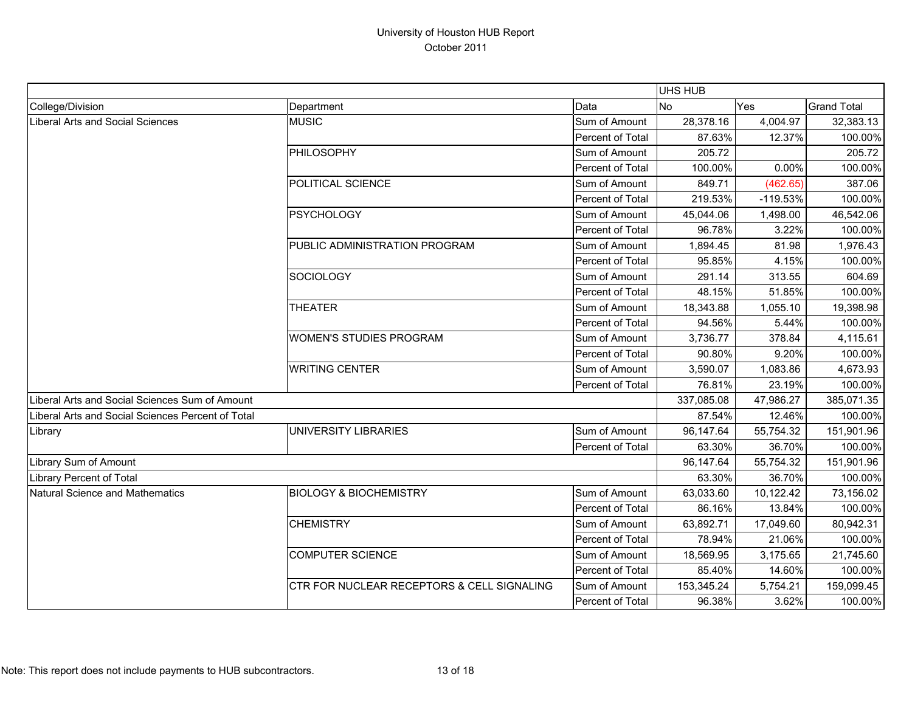# University of Houston HUB Report

October 2011

| | | | UHS HUB | | |
|---|---|---|---|---|---|
| College/Division | Department | Data | No | Yes | Grand Total |
| Liberal Arts and Social Sciences | MUSIC | Sum of Amount | 28,378.16 | 4,004.97 | 32,383.13 |
| | | Percent of Total | 87.63% | 12.37% | 100.00% |
| | PHILOSOPHY | Sum of Amount | 205.72 | | 205.72 |
| | | Percent of Total | 100.00% | 0.00% | 100.00% |
| | POLITICAL SCIENCE | Sum of Amount | 849.71 | (462.65) | 387.06 |
| | | Percent of Total | 219.53% | -119.53% | 100.00% |
| | PSYCHOLOGY | Sum of Amount | 45,044.06 | 1,498.00 | 46,542.06 |
| | | Percent of Total | 96.78% | 3.22% | 100.00% |
| | PUBLIC ADMINISTRATION PROGRAM | Sum of Amount | 1,894.45 | 81.98 | 1,976.43 |
| | | Percent of Total | 95.85% | 4.15% | 100.00% |
| | SOCIOLOGY | Sum of Amount | 291.14 | 313.55 | 604.69 |
| | | Percent of Total | 48.15% | 51.85% | 100.00% |
| | THEATER | Sum of Amount | 18,343.88 | 1,055.10 | 19,398.98 |
| | | Percent of Total | 94.56% | 5.44% | 100.00% |
| | WOMEN'S STUDIES PROGRAM | Sum of Amount | 3,736.77 | 378.84 | 4,115.61 |
| | | Percent of Total | 90.80% | 9.20% | 100.00% |
| | WRITING CENTER | Sum of Amount | 3,590.07 | 1,083.86 | 4,673.93 |
| | | Percent of Total | 76.81% | 23.19% | 100.00% |
| Liberal Arts and Social Sciences Sum of Amount | | | 337,085.08 | 47,986.27 | 385,071.35 |
| Liberal Arts and Social Sciences Percent of Total | | | 87.54% | 12.46% | 100.00% |
| Library | UNIVERSITY LIBRARIES | Sum of Amount | 96,147.64 | 55,754.32 | 151,901.96 |
| | | Percent of Total | 63.30% | 36.70% | 100.00% |
| Library Sum of Amount | | | 96,147.64 | 55,754.32 | 151,901.96 |
| Library Percent of Total | | | 63.30% | 36.70% | 100.00% |
| Natural Science and Mathematics | BIOLOGY & BIOCHEMISTRY | Sum of Amount | 63,033.60 | 10,122.42 | 73,156.02 |
| | | Percent of Total | 86.16% | 13.84% | 100.00% |
| | CHEMISTRY | Sum of Amount | 63,892.71 | 17,049.60 | 80,942.31 |
| | | Percent of Total | 78.94% | 21.06% | 100.00% |
| | COMPUTER SCIENCE | Sum of Amount | 18,569.95 | 3,175.65 | 21,745.60 |
| | | Percent of Total | 85.40% | 14.60% | 100.00% |
| | CTR FOR NUCLEAR RECEPTORS & CELL SIGNALING | Sum of Amount | 153,345.24 | 5,754.21 | 159,099.45 |
| | | Percent of Total | 96.38% | 3.62% | 100.00% |

Note: This report does not include payments to HUB subcontractors.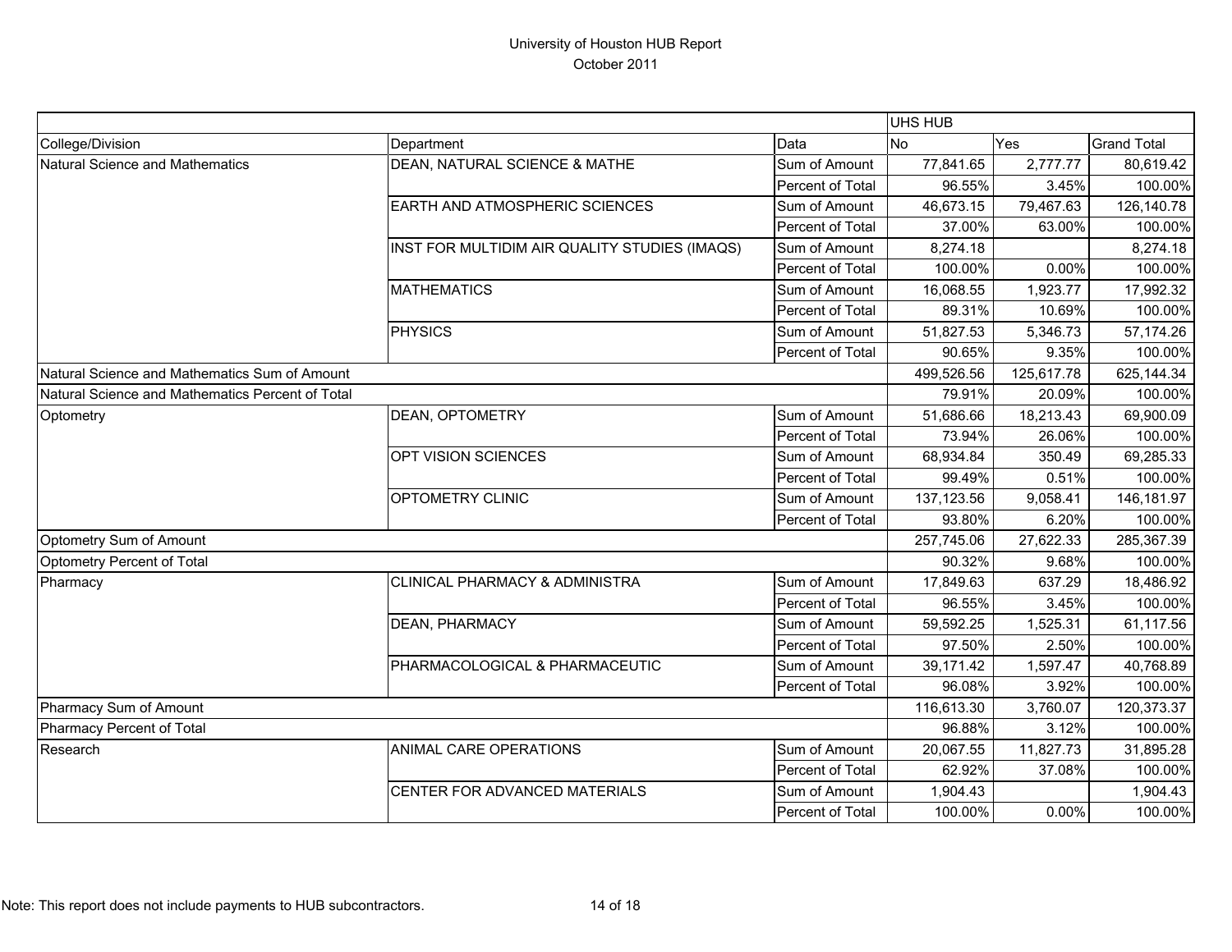# University of Houston HUB Report
October 2011

| | | | UHS HUB | | |
|---|---|---|---|---|---|
| College/Division | Department | Data | No | Yes | Grand Total |
| Natural Science and Mathematics | DEAN, NATURAL SCIENCE & MATHE | Sum of Amount | 77,841.65 | 2,777.77 | 80,619.42 |
| | | Percent of Total | 96.55% | 3.45% | 100.00% |
| | EARTH AND ATMOSPHERIC SCIENCES | Sum of Amount | 46,673.15 | 79,467.63 | 126,140.78 |
| | | Percent of Total | 37.00% | 63.00% | 100.00% |
| | INST FOR MULTIDIM AIR QUALITY STUDIES (IMAQS) | Sum of Amount | 8,274.18 | | 8,274.18 |
| | | Percent of Total | 100.00% | 0.00% | 100.00% |
| | MATHEMATICS | Sum of Amount | 16,068.55 | 1,923.77 | 17,992.32 |
| | | Percent of Total | 89.31% | 10.69% | 100.00% |
| | PHYSICS | Sum of Amount | 51,827.53 | 5,346.73 | 57,174.26 |
| | | Percent of Total | 90.65% | 9.35% | 100.00% |
| Natural Science and Mathematics Sum of Amount | | | 499,526.56 | 125,617.78 | 625,144.34 |
| Natural Science and Mathematics Percent of Total | | | 79.91% | 20.09% | 100.00% |
| Optometry | DEAN, OPTOMETRY | Sum of Amount | 51,686.66 | 18,213.43 | 69,900.09 |
| | | Percent of Total | 73.94% | 26.06% | 100.00% |
| | OPT VISION SCIENCES | Sum of Amount | 68,934.84 | 350.49 | 69,285.33 |
| | | Percent of Total | 99.49% | 0.51% | 100.00% |
| | OPTOMETRY CLINIC | Sum of Amount | 137,123.56 | 9,058.41 | 146,181.97 |
| | | Percent of Total | 93.80% | 6.20% | 100.00% |
| Optometry Sum of Amount | | | 257,745.06 | 27,622.33 | 285,367.39 |
| Optometry Percent of Total | | | 90.32% | 9.68% | 100.00% |
| Pharmacy | CLINICAL PHARMACY & ADMINISTRA | Sum of Amount | 17,849.63 | 637.29 | 18,486.92 |
| | | Percent of Total | 96.55% | 3.45% | 100.00% |
| | DEAN, PHARMACY | Sum of Amount | 59,592.25 | 1,525.31 | 61,117.56 |
| | | Percent of Total | 97.50% | 2.50% | 100.00% |
| | PHARMACOLOGICAL & PHARMACEUTIC | Sum of Amount | 39,171.42 | 1,597.47 | 40,768.89 |
| | | Percent of Total | 96.08% | 3.92% | 100.00% |
| Pharmacy Sum of Amount | | | 116,613.30 | 3,760.07 | 120,373.37 |
| Pharmacy Percent of Total | | | 96.88% | 3.12% | 100.00% |
| Research | ANIMAL CARE OPERATIONS | Sum of Amount | 20,067.55 | 11,827.73 | 31,895.28 |
| | | Percent of Total | 62.92% | 37.08% | 100.00% |
| | CENTER FOR ADVANCED MATERIALS | Sum of Amount | 1,904.43 | | 1,904.43 |
| | | Percent of Total | 100.00% | 0.00% | 100.00% |

Note: This report does not include payments to HUB subcontractors.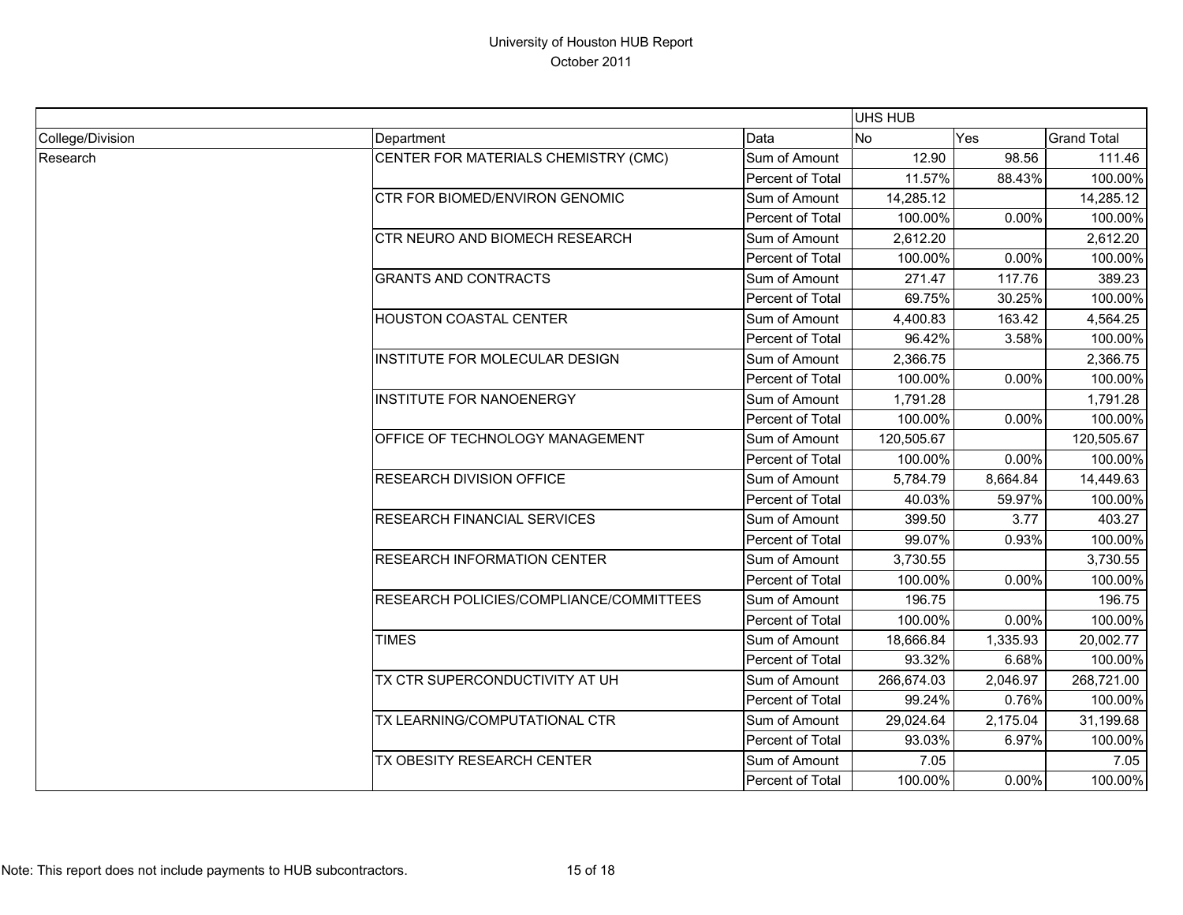# University of Houston HUB Report
October 2011

| | | | UHS HUB | | |
|---|---|---|---|---|---|
| College/Division | Department | Data | No | Yes | Grand Total |
| Research | CENTER FOR MATERIALS CHEMISTRY (CMC) | Sum of Amount | 12.90 | 98.56 | 111.46 |
| | | Percent of Total | 11.57% | 88.43% | 100.00% |
| | CTR FOR BIOMED/ENVIRON GENOMIC | Sum of Amount | 14,285.12 | | 14,285.12 |
| | | Percent of Total | 100.00% | 0.00% | 100.00% |
| | CTR NEURO AND BIOMECH RESEARCH | Sum of Amount | 2,612.20 | | 2,612.20 |
| | | Percent of Total | 100.00% | 0.00% | 100.00% |
| | GRANTS AND CONTRACTS | Sum of Amount | 271.47 | 117.76 | 389.23 |
| | | Percent of Total | 69.75% | 30.25% | 100.00% |
| | HOUSTON COASTAL CENTER | Sum of Amount | 4,400.83 | 163.42 | 4,564.25 |
| | | Percent of Total | 96.42% | 3.58% | 100.00% |
| | INSTITUTE FOR MOLECULAR DESIGN | Sum of Amount | 2,366.75 | | 2,366.75 |
| | | Percent of Total | 100.00% | 0.00% | 100.00% |
| | INSTITUTE FOR NANOENERGY | Sum of Amount | 1,791.28 | | 1,791.28 |
| | | Percent of Total | 100.00% | 0.00% | 100.00% |
| | OFFICE OF TECHNOLOGY MANAGEMENT | Sum of Amount | 120,505.67 | | 120,505.67 |
| | | Percent of Total | 100.00% | 0.00% | 100.00% |
| | RESEARCH DIVISION OFFICE | Sum of Amount | 5,784.79 | 8,664.84 | 14,449.63 |
| | | Percent of Total | 40.03% | 59.97% | 100.00% |
| | RESEARCH FINANCIAL SERVICES | Sum of Amount | 399.50 | 3.77 | 403.27 |
| | | Percent of Total | 99.07% | 0.93% | 100.00% |
| | RESEARCH INFORMATION CENTER | Sum of Amount | 3,730.55 | | 3,730.55 |
| | | Percent of Total | 100.00% | 0.00% | 100.00% |
| | RESEARCH POLICIES/COMPLIANCE/COMMITTEES | Sum of Amount | 196.75 | | 196.75 |
| | | Percent of Total | 100.00% | 0.00% | 100.00% |
| | TIMES | Sum of Amount | 18,666.84 | 1,335.93 | 20,002.77 |
| | | Percent of Total | 93.32% | 6.68% | 100.00% |
| | TX CTR SUPERCONDUCTIVITY AT UH | Sum of Amount | 266,674.03 | 2,046.97 | 268,721.00 |
| | | Percent of Total | 99.24% | 0.76% | 100.00% |
| | TX LEARNING/COMPUTATIONAL CTR | Sum of Amount | 29,024.64 | 2,175.04 | 31,199.68 |
| | | Percent of Total | 93.03% | 6.97% | 100.00% |
| | TX OBESITY RESEARCH CENTER | Sum of Amount | 7.05 | | 7.05 |
| | | Percent of Total | 100.00% | 0.00% | 100.00% |

Note: This report does not include payments to HUB subcontractors.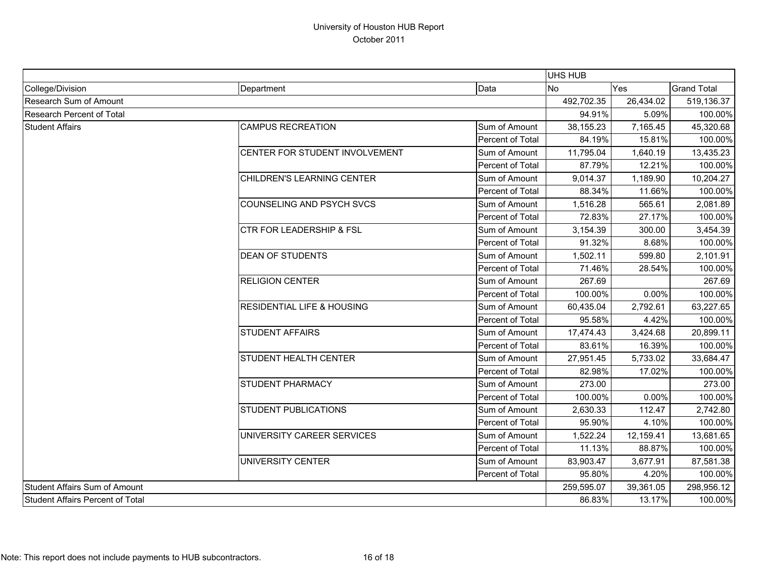# University of Houston HUB Report
October 2011

| | | | UHS HUB | | |
|---|---|---|---|---|---|
| College/Division | Department | Data | No | Yes | Grand Total |
| Research Sum of Amount | | | 492,702.35 | 26,434.02 | 519,136.37 |
| Research Percent of Total | | | 94.91% | 5.09% | 100.00% |
| Student Affairs | CAMPUS RECREATION | Sum of Amount | 38,155.23 | 7,165.45 | 45,320.68 |
| | | Percent of Total | 84.19% | 15.81% | 100.00% |
| | CENTER FOR STUDENT INVOLVEMENT | Sum of Amount | 11,795.04 | 1,640.19 | 13,435.23 |
| | | Percent of Total | 87.79% | 12.21% | 100.00% |
| | CHILDREN'S LEARNING CENTER | Sum of Amount | 9,014.37 | 1,189.90 | 10,204.27 |
| | | Percent of Total | 88.34% | 11.66% | 100.00% |
| | COUNSELING AND PSYCH SVCS | Sum of Amount | 1,516.28 | 565.61 | 2,081.89 |
| | | Percent of Total | 72.83% | 27.17% | 100.00% |
| | CTR FOR LEADERSHIP & FSL | Sum of Amount | 3,154.39 | 300.00 | 3,454.39 |
| | | Percent of Total | 91.32% | 8.68% | 100.00% |
| | DEAN OF STUDENTS | Sum of Amount | 1,502.11 | 599.80 | 2,101.91 |
| | | Percent of Total | 71.46% | 28.54% | 100.00% |
| | RELIGION CENTER | Sum of Amount | 267.69 | | 267.69 |
| | | Percent of Total | 100.00% | 0.00% | 100.00% |
| | RESIDENTIAL LIFE & HOUSING | Sum of Amount | 60,435.04 | 2,792.61 | 63,227.65 |
| | | Percent of Total | 95.58% | 4.42% | 100.00% |
| | STUDENT AFFAIRS | Sum of Amount | 17,474.43 | 3,424.68 | 20,899.11 |
| | | Percent of Total | 83.61% | 16.39% | 100.00% |
| | STUDENT HEALTH CENTER | Sum of Amount | 27,951.45 | 5,733.02 | 33,684.47 |
| | | Percent of Total | 82.98% | 17.02% | 100.00% |
| | STUDENT PHARMACY | Sum of Amount | 273.00 | | 273.00 |
| | | Percent of Total | 100.00% | 0.00% | 100.00% |
| | STUDENT PUBLICATIONS | Sum of Amount | 2,630.33 | 112.47 | 2,742.80 |
| | | Percent of Total | 95.90% | 4.10% | 100.00% |
| | UNIVERSITY CAREER SERVICES | Sum of Amount | 1,522.24 | 12,159.41 | 13,681.65 |
| | | Percent of Total | 11.13% | 88.87% | 100.00% |
| | UNIVERSITY CENTER | Sum of Amount | 83,903.47 | 3,677.91 | 87,581.38 |
| | | Percent of Total | 95.80% | 4.20% | 100.00% |
| Student Affairs Sum of Amount | | | 259,595.07 | 39,361.05 | 298,956.12 |
| Student Affairs Percent of Total | | | 86.83% | 13.17% | 100.00% |

Note: This report does not include payments to HUB subcontractors.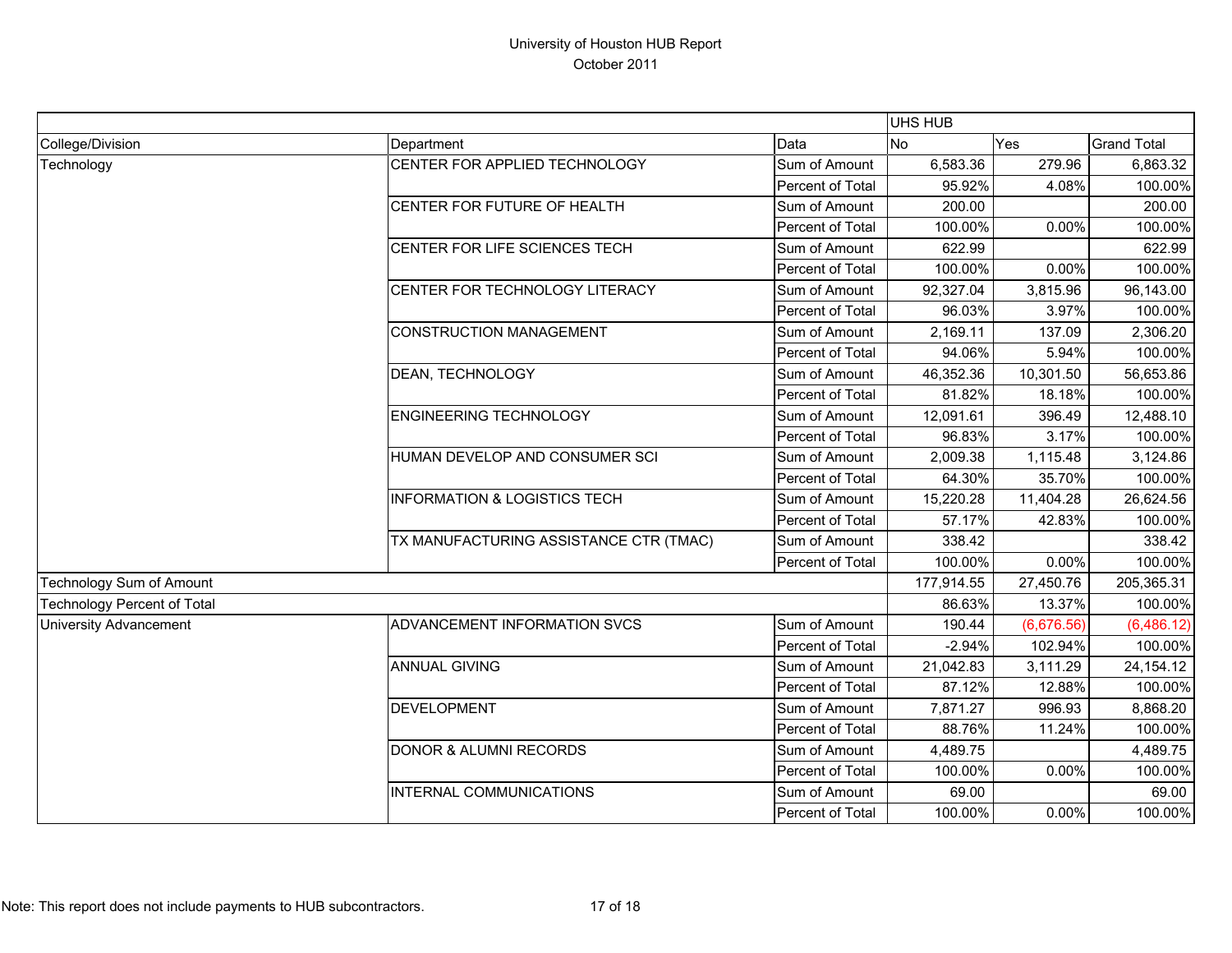# University of Houston HUB Report

October 2011

| | | | UHS HUB | | |
|---|---|---|---|---|---|
| College/Division | Department | Data | No | Yes | Grand Total |
| Technology | CENTER FOR APPLIED TECHNOLOGY | Sum of Amount | 6,583.36 | 279.96 | 6,863.32 |
| | | Percent of Total | 95.92% | 4.08% | 100.00% |
| | CENTER FOR FUTURE OF HEALTH | Sum of Amount | 200.00 | | 200.00 |
| | | Percent of Total | 100.00% | 0.00% | 100.00% |
| | CENTER FOR LIFE SCIENCES TECH | Sum of Amount | 622.99 | | 622.99 |
| | | Percent of Total | 100.00% | 0.00% | 100.00% |
| | CENTER FOR TECHNOLOGY LITERACY | Sum of Amount | 92,327.04 | 3,815.96 | 96,143.00 |
| | | Percent of Total | 96.03% | 3.97% | 100.00% |
| | CONSTRUCTION MANAGEMENT | Sum of Amount | 2,169.11 | 137.09 | 2,306.20 |
| | | Percent of Total | 94.06% | 5.94% | 100.00% |
| | DEAN, TECHNOLOGY | Sum of Amount | 46,352.36 | 10,301.50 | 56,653.86 |
| | | Percent of Total | 81.82% | 18.18% | 100.00% |
| | ENGINEERING TECHNOLOGY | Sum of Amount | 12,091.61 | 396.49 | 12,488.10 |
| | | Percent of Total | 96.83% | 3.17% | 100.00% |
| | HUMAN DEVELOP AND CONSUMER SCI | Sum of Amount | 2,009.38 | 1,115.48 | 3,124.86 |
| | | Percent of Total | 64.30% | 35.70% | 100.00% |
| | INFORMATION & LOGISTICS TECH | Sum of Amount | 15,220.28 | 11,404.28 | 26,624.56 |
| | | Percent of Total | 57.17% | 42.83% | 100.00% |
| | TX MANUFACTURING ASSISTANCE CTR (TMAC) | Sum of Amount | 338.42 | | 338.42 |
| | | Percent of Total | 100.00% | 0.00% | 100.00% |
| Technology Sum of Amount | | | 177,914.55 | 27,450.76 | 205,365.31 |
| Technology Percent of Total | | | 86.63% | 13.37% | 100.00% |
| University Advancement | ADVANCEMENT INFORMATION SVCS | Sum of Amount | 190.44 | (6,676.56) | (6,486.12) |
| | | Percent of Total | -2.94% | 102.94% | 100.00% |
| | ANNUAL GIVING | Sum of Amount | 21,042.83 | 3,111.29 | 24,154.12 |
| | | Percent of Total | 87.12% | 12.88% | 100.00% |
| | DEVELOPMENT | Sum of Amount | 7,871.27 | 996.93 | 8,868.20 |
| | | Percent of Total | 88.76% | 11.24% | 100.00% |
| | DONOR & ALUMNI RECORDS | Sum of Amount | 4,489.75 | | 4,489.75 |
| | | Percent of Total | 100.00% | 0.00% | 100.00% |
| | INTERNAL COMMUNICATIONS | Sum of Amount | 69.00 | | 69.00 |
| | | Percent of Total | 100.00% | 0.00% | 100.00% |

Note: This report does not include payments to HUB subcontractors.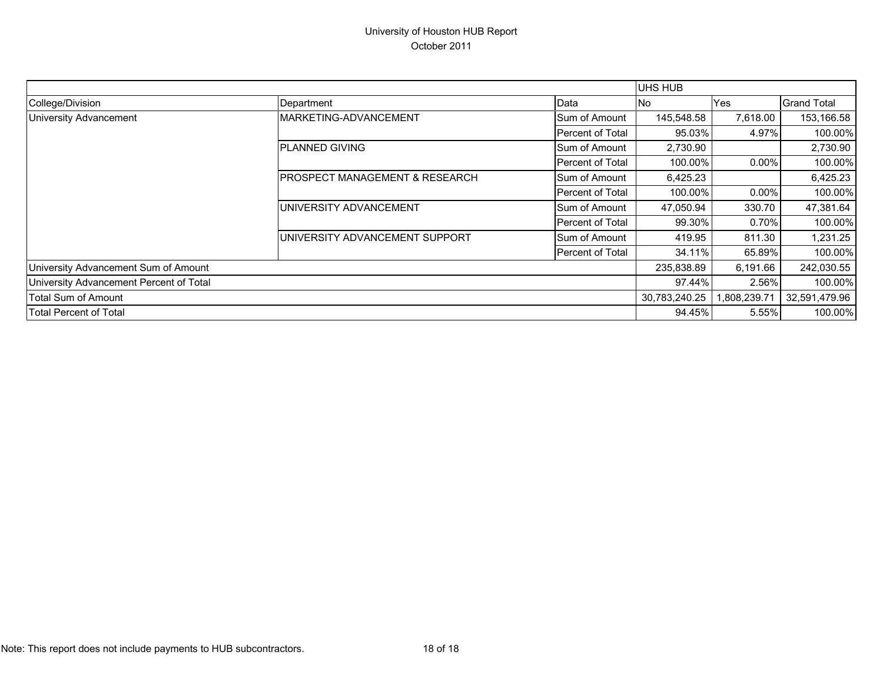University of Houston HUB Report
October 2011

| | | | UHS HUB | | |
|---|---|---|---|---|---|
| College/Division | Department | Data | No | Yes | Grand Total |
| University Advancement | MARKETING-ADVANCEMENT | Sum of Amount | 145,548.58 | 7,618.00 | 153,166.58 |
| | | Percent of Total | 95.03% | 4.97% | 100.00% |
| | PLANNED GIVING | Sum of Amount | 2,730.90 | | 2,730.90 |
| | | Percent of Total | 100.00% | 0.00% | 100.00% |
| | PROSPECT MANAGEMENT & RESEARCH | Sum of Amount | 6,425.23 | | 6,425.23 |
| | | Percent of Total | 100.00% | 0.00% | 100.00% |
| | UNIVERSITY ADVANCEMENT | Sum of Amount | 47,050.94 | 330.70 | 47,381.64 |
| | | Percent of Total | 99.30% | 0.70% | 100.00% |
| | UNIVERSITY ADVANCEMENT SUPPORT | Sum of Amount | 419.95 | 811.30 | 1,231.25 |
| | | Percent of Total | 34.11% | 65.89% | 100.00% |
| University Advancement Sum of Amount | | | 235,838.89 | 6,191.66 | 242,030.55 |
| University Advancement Percent of Total | | | 97.44% | 2.56% | 100.00% |
| Total Sum of Amount | | | 30,783,240.25 | 1,808,239.71 | 32,591,479.96 |
| Total Percent of Total | | | 94.45% | 5.55% | 100.00% |

Note: This report does not include payments to HUB subcontractors.